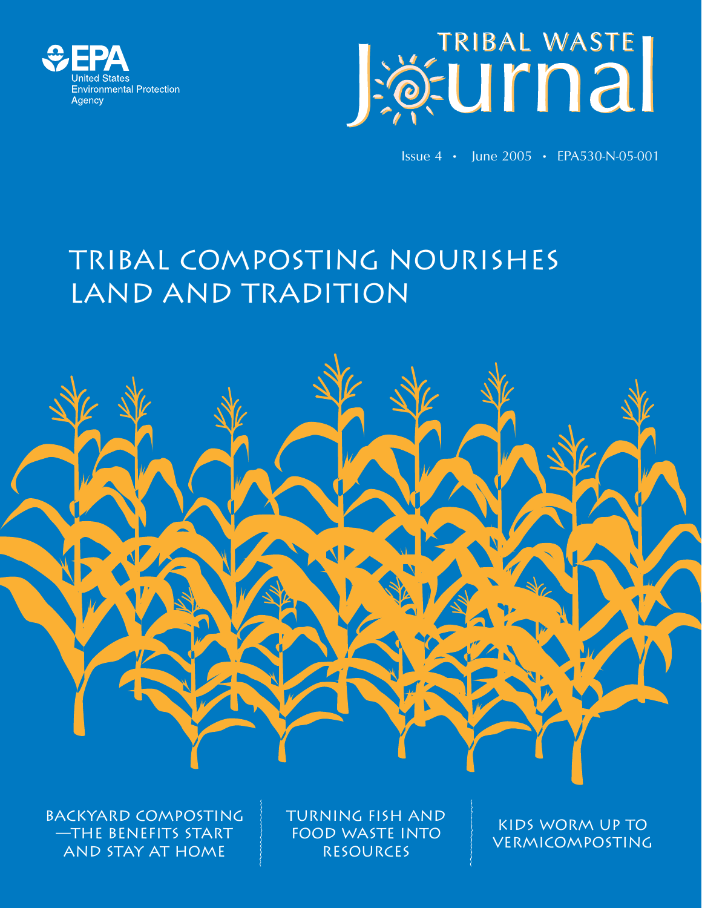United States Environmental Protection Agency

# Tribal Waste Journal

Issue 4 • June 2005 • EPA530-N-05-001

## Tribal Composting Nourishes Land and Tradition

Backyard Composting—The Benefits Start and Stay at Home

Turning Fish and Food Waste into Resources

Kids Worm Up to Vermicomposting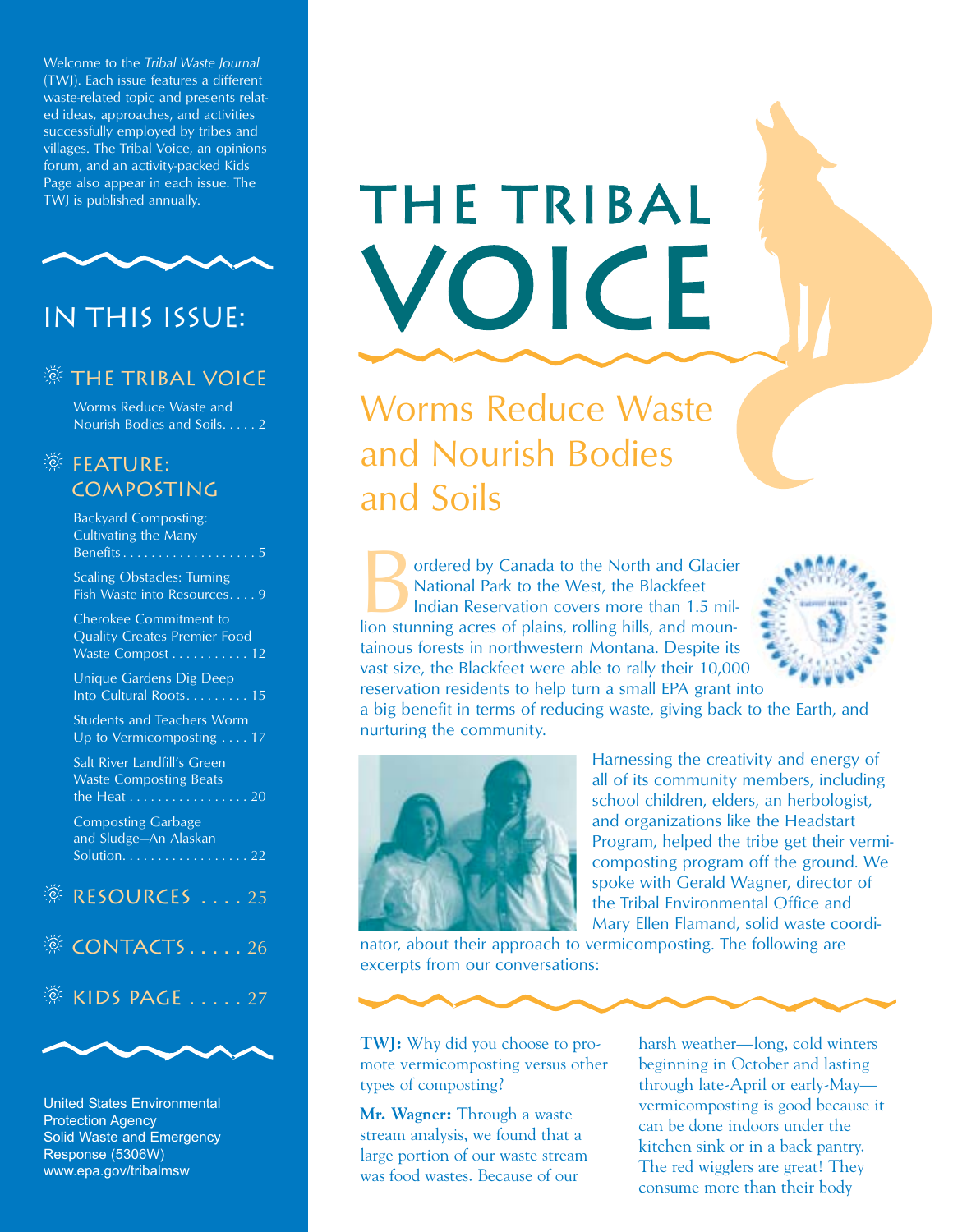Welcome to the *Tribal Waste Journal* (TWJ). Each issue features a different waste-related topic and presents related ideas, approaches, and activities successfully employed by tribes and villages. The Tribal Voice, an opinions forum, and an activity-packed Kids Page also appear in each issue. The TWJ is published annually.

## IN THIS ISSUE:

### THE TRIBAL VOICE

Worms Reduce Waste and Nourish Bodies and Soils. . . . . 2

### FEATURE: COMPOSTING

Backyard Composting: Cultivating the Many Benefits . . . . . . . . . . . . . . . . . . . 5

Scaling Obstacles: Turning Fish Waste into Resources. . . . 9

Cherokee Commitment to Quality Creates Premier Food Waste Compost . . . . . . . . . . . 12

Unique Gardens Dig Deep Into Cultural Roots. . . . . . . . . 15

Students and Teachers Worm Up to Vermicomposting . . . . 17

Salt River Landfill's Green Waste Composting Beats the Heat . . . . . . . . . . . . . . . . . 20

Composting Garbage and Sludge—An Alaskan Solution. . . . . . . . . . . . . . . . . . 22

### RESOURCES . . . . 25

### CONTACTS . . . . . 26

### KIDS PAGE . . . . . 27

United States Environmental Protection Agency
Solid Waste and Emergency Response (5306W)
www.epa.gov/tribalmsw

# THE TRIBAL VOICE

## Worms Reduce Waste and Nourish Bodies and Soils

Bordered by Canada to the North and Glacier National Park to the West, the Blackfeet Indian Reservation covers more than 1.5 million stunning acres of plains, rolling hills, and mountainous forests in northwestern Montana. Despite its vast size, the Blackfeet were able to rally their 10,000 reservation residents to help turn a small EPA grant into a big benefit in terms of reducing waste, giving back to the Earth, and nurturing the community.

Harnessing the creativity and energy of all of its community members, including school children, elders, an herbologist, and organizations like the Headstart Program, helped the tribe get their vermicomposting program off the ground. We spoke with Gerald Wagner, director of the Tribal Environmental Office and Mary Ellen Flamand, solid waste coordinator, about their approach to vermicomposting. The following are excerpts from our conversations:

**TWJ:** Why did you choose to promote vermicomposting versus other types of composting?

**Mr. Wagner:** Through a waste stream analysis, we found that a large portion of our waste stream was food wastes. Because of our harsh weather—long, cold winters beginning in October and lasting through late-April or early-May—vermicomposting is good because it can be done indoors under the kitchen sink or in a back pantry. The red wigglers are great! They consume more than their body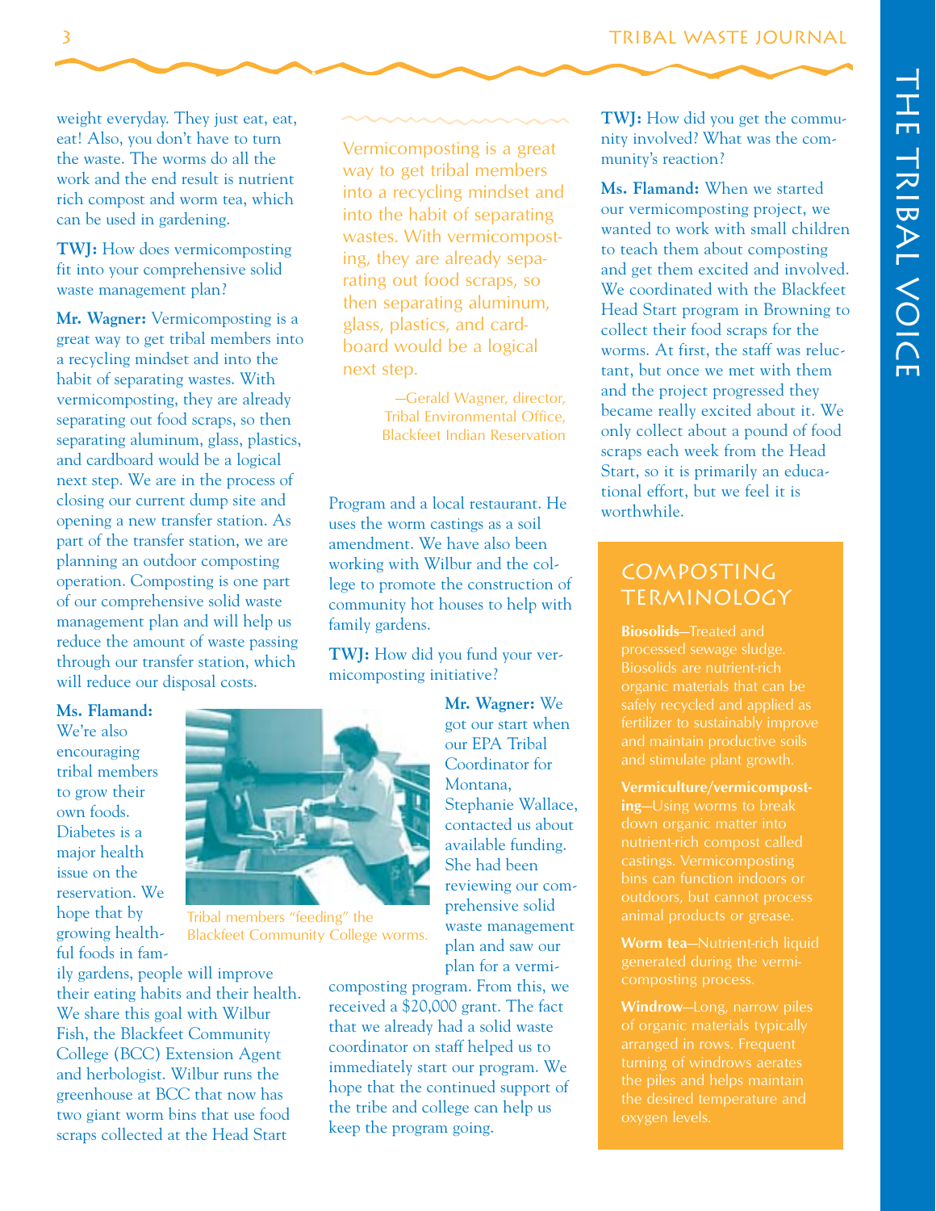weight everyday. They just eat, eat, eat! Also, you don't have to turn the waste. The worms do all the work and the end result is nutrient rich compost and worm tea, which can be used in gardening.

**TWJ:** How does vermicomposting fit into your comprehensive solid waste management plan?

**Mr. Wagner:** Vermicomposting is a great way to get tribal members into a recycling mindset and into the habit of separating wastes. With vermicomposting, they are already separating out food scraps, so then separating aluminum, glass, plastics, and cardboard would be a logical next step. We are in the process of closing our current dump site and opening a new transfer station. As part of the transfer station, we are planning an outdoor composting operation. Composting is one part of our comprehensive solid waste management plan and will help us reduce the amount of waste passing through our transfer station, which will reduce our disposal costs.

**Ms. Flamand:** We're also encouraging tribal members to grow their own foods. Diabetes is a major health issue on the reservation. We hope that by growing healthful foods in family gardens, people will improve their eating habits and their health. We share this goal with Wilbur Fish, the Blackfeet Community College (BCC) Extension Agent and herbologist. Wilbur runs the greenhouse at BCC that now has two giant worm bins that use food scraps collected at the Head Start Program and a local restaurant. He uses the worm castings as a soil amendment. We have also been working with Wilbur and the college to promote the construction of community hot houses to help with family gardens.

Tribal members "feeding" the Blackfeet Community College worms.

> Vermicomposting is a great way to get tribal members into a recycling mindset and into the habit of separating wastes. With vermicomposting, they are already separating out food scraps, so then separating aluminum, glass, plastics, and cardboard would be a logical next step.
>
> —Gerald Wagner, director, Tribal Environmental Office, Blackfeet Indian Reservation

**TWJ:** How did you fund your vermicomposting initiative?

**Mr. Wagner:** We got our start when our EPA Tribal Coordinator for Montana, Stephanie Wallace, contacted us about available funding. She had been reviewing our comprehensive solid waste management plan and saw our plan for a vermicomposting program. From this, we received a $20,000 grant. The fact that we already had a solid waste coordinator on staff helped us to immediately start our program. We hope that the continued support of the tribe and college can help us keep the program going.

**TWJ:** How did you get the community involved? What was the community's reaction?

**Ms. Flamand:** When we started our vermicomposting project, we wanted to work with small children to teach them about composting and get them excited and involved. We coordinated with the Blackfeet Head Start program in Browning to collect their food scraps for the worms. At first, the staff was reluctant, but once we met with them and the project progressed they became really excited about it. We only collect about a pound of food scraps each week from the Head Start, so it is primarily an educational effort, but we feel it is worthwhile.

## Composting Terminology

**Biosolids**—Treated and processed sewage sludge. Biosolids are nutrient-rich organic materials that can be safely recycled and applied as fertilizer to sustainably improve and maintain productive soils and stimulate plant growth.

**Vermiculture/vermicomposting**—Using worms to break down organic matter into nutrient-rich compost called castings. Vermicomposting bins can function indoors or outdoors, but cannot process animal products or grease.

**Worm tea**—Nutrient-rich liquid generated during the vermicomposting process.

**Windrow**—Long, narrow piles of organic materials typically arranged in rows. Frequent turning of windrows aerates the piles and helps maintain the desired temperature and oxygen levels.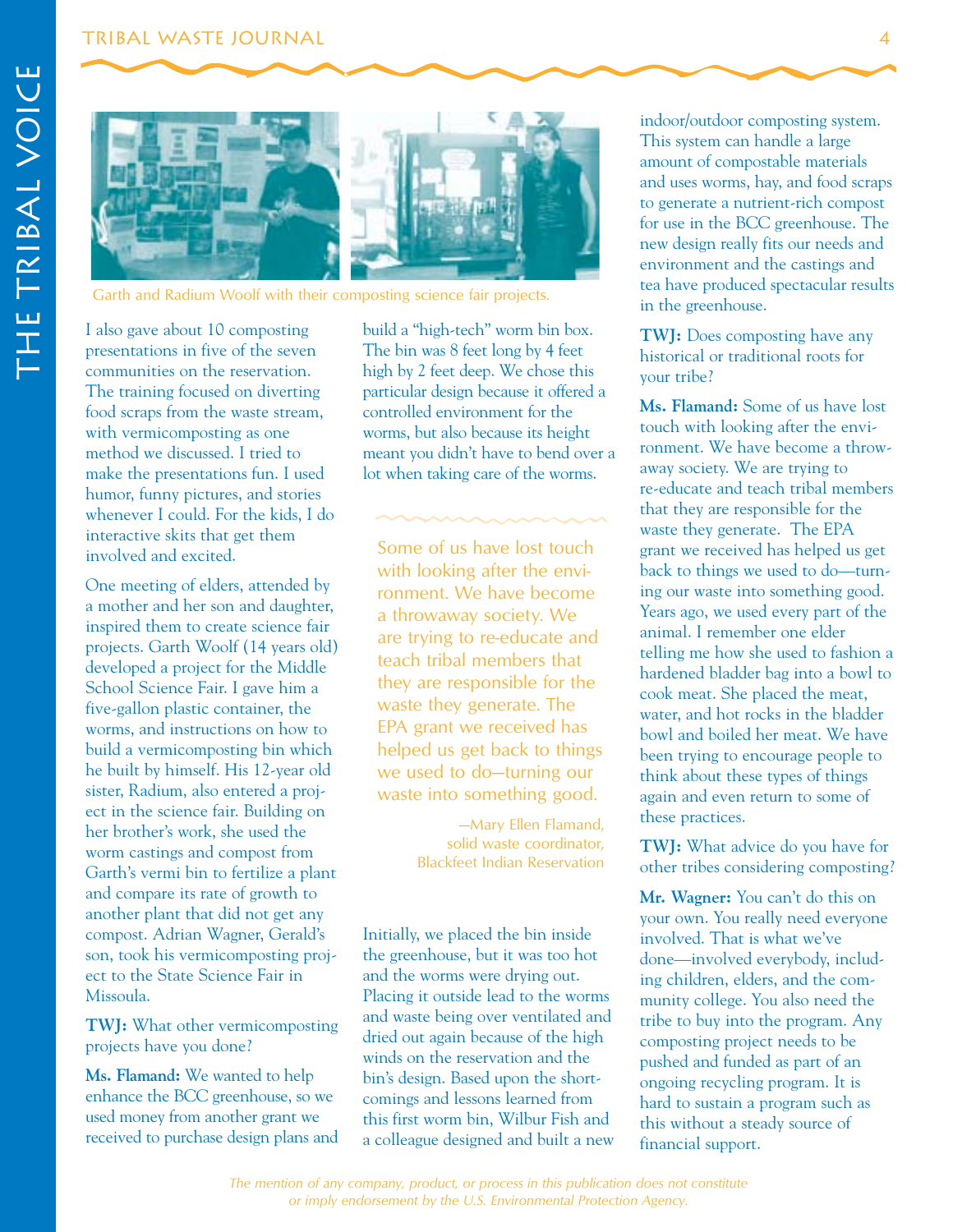Garth and Radium Woolf with their composting science fair projects.

I also gave about 10 composting presentations in five of the seven communities on the reservation. The training focused on diverting food scraps from the waste stream, with vermicomposting as one method we discussed. I tried to make the presentations fun. I used humor, funny pictures, and stories whenever I could. For the kids, I do interactive skits that get them involved and excited.

One meeting of elders, attended by a mother and her son and daughter, inspired them to create science fair projects. Garth Woolf (14 years old) developed a project for the Middle School Science Fair. I gave him a five-gallon plastic container, the worms, and instructions on how to build a vermicomposting bin which he built by himself. His 12-year old sister, Radium, also entered a project in the science fair. Building on her brother's work, she used the worm castings and compost from Garth's vermi bin to fertilize a plant and compare its rate of growth to another plant that did not get any compost. Adrian Wagner, Gerald's son, took his vermicomposting project to the State Science Fair in Missoula.

**TWJ:** What other vermicomposting projects have you done?

**Ms. Flamand:** We wanted to help enhance the BCC greenhouse, so we used money from another grant we received to purchase design plans and build a "high-tech" worm bin box. The bin was 8 feet long by 4 feet high by 2 feet deep. We chose this particular design because it offered a controlled environment for the worms, but also because its height meant you didn't have to bend over a lot when taking care of the worms.

> Some of us have lost touch with looking after the environment. We have become a throwaway society. We are trying to re-educate and teach tribal members that they are responsible for the waste they generate. The EPA grant we received has helped us get back to things we used to do—turning our waste into something good.
>
> —Mary Ellen Flamand, solid waste coordinator, Blackfeet Indian Reservation

Initially, we placed the bin inside the greenhouse, but it was too hot and the worms were drying out. Placing it outside lead to the worms and waste being over ventilated and dried out again because of the high winds on the reservation and the bin's design. Based upon the shortcomings and lessons learned from this first worm bin, Wilbur Fish and a colleague designed and built a new indoor/outdoor composting system. This system can handle a large amount of compostable materials and uses worms, hay, and food scraps to generate a nutrient-rich compost for use in the BCC greenhouse. The new design really fits our needs and environment and the castings and tea have produced spectacular results in the greenhouse.

**TWJ:** Does composting have any historical or traditional roots for your tribe?

**Ms. Flamand:** Some of us have lost touch with looking after the environment. We have become a throwaway society. We are trying to re-educate and teach tribal members that they are responsible for the waste they generate. The EPA grant we received has helped us get back to things we used to do—turning our waste into something good. Years ago, we used every part of the animal. I remember one elder telling me how she used to fashion a hardened bladder bag into a bowl to cook meat. She placed the meat, water, and hot rocks in the bladder bowl and boiled her meat. We have been trying to encourage people to think about these types of things again and even return to some of these practices.

**TWJ:** What advice do you have for other tribes considering composting?

**Mr. Wagner:** You can't do this on your own. You really need everyone involved. That is what we've done—involved everybody, including children, elders, and the community college. You also need the tribe to buy into the program. Any composting project needs to be pushed and funded as part of an ongoing recycling program. It is hard to sustain a program such as this without a steady source of financial support.

*The mention of any company, product, or process in this publication does not constitute or imply endorsement by the U.S. Environmental Protection Agency.*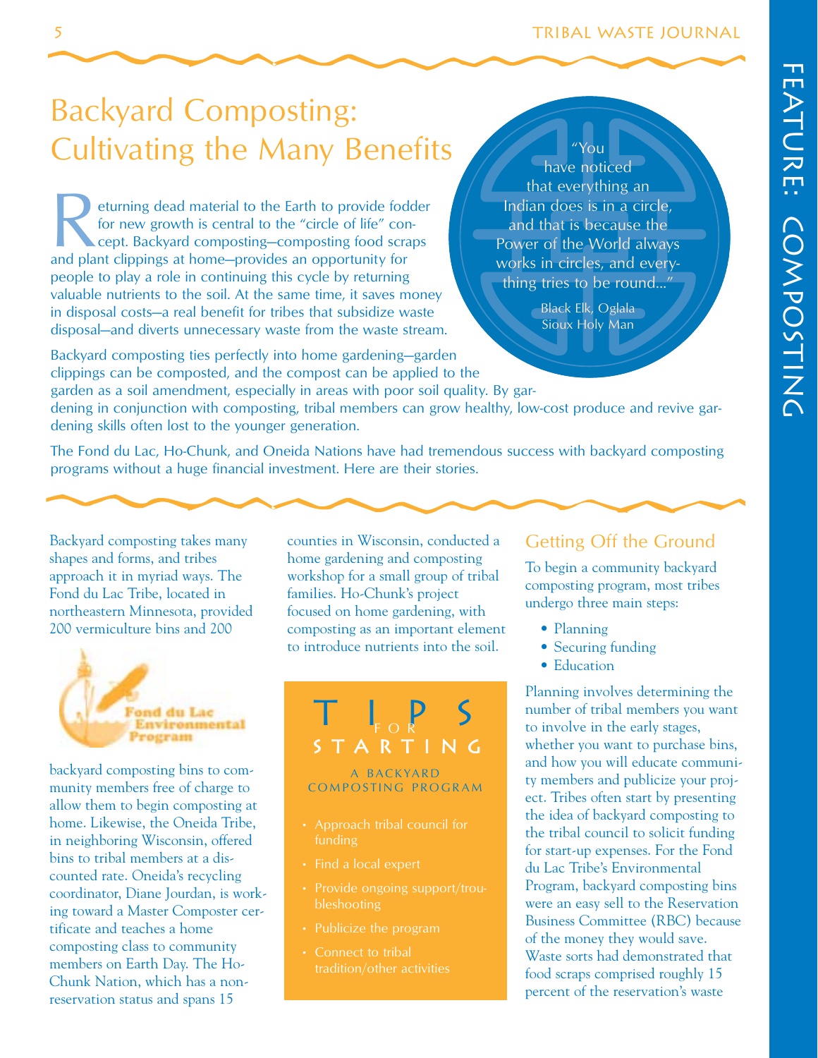# Backyard Composting: Cultivating the Many Benefits

Returning dead material to the Earth to provide fodder for new growth is central to the "circle of life" concept. Backyard composting—composting food scraps and plant clippings at home—provides an opportunity for people to play a role in continuing this cycle by returning valuable nutrients to the soil. At the same time, it saves money in disposal costs—a real benefit for tribes that subsidize waste disposal—and diverts unnecessary waste from the waste stream.

> "You have noticed that everything an Indian does is in a circle, and that is because the Power of the World always works in circles, and everything tries to be round..."
>
> Black Elk, Oglala Sioux Holy Man

Backyard composting ties perfectly into home gardening—garden clippings can be composted, and the compost can be applied to the garden as a soil amendment, especially in areas with poor soil quality. By gardening in conjunction with composting, tribal members can grow healthy, low-cost produce and revive gardening skills often lost to the younger generation.

The Fond du Lac, Ho-Chunk, and Oneida Nations have had tremendous success with backyard composting programs without a huge financial investment. Here are their stories.

Backyard composting takes many shapes and forms, and tribes approach it in myriad ways. The Fond du Lac Tribe, located in northeastern Minnesota, provided 200 vermiculture bins and 200 backyard composting bins to community members free of charge to allow them to begin composting at home. Likewise, the Oneida Tribe, in neighboring Wisconsin, offered bins to tribal members at a discounted rate. Oneida's recycling coordinator, Diane Jourdan, is working toward a Master Composter certificate and teaches a home composting class to community members on Earth Day. The Ho-Chunk Nation, which has a non-reservation status and spans 15 counties in Wisconsin, conducted a home gardening and composting workshop for a small group of tribal families. Ho-Chunk's project focused on home gardening, with composting as an important element to introduce nutrients into the soil.

Fond du Lac Environmental Program

### Tips for Starting a Backyard Composting Program

- Approach tribal council for funding
- Find a local expert
- Provide ongoing support/troubleshooting
- Publicize the program
- Connect to tribal tradition/other activities

## Getting Off the Ground

To begin a community backyard composting program, most tribes undergo three main steps:

- Planning
- Securing funding
- Education

Planning involves determining the number of tribal members you want to involve in the early stages, whether you want to purchase bins, and how you will educate community members and publicize your project. Tribes often start by presenting the idea of backyard composting to the tribal council to solicit funding for start-up expenses. For the Fond du Lac Tribe's Environmental Program, backyard composting bins were an easy sell to the Reservation Business Committee (RBC) because of the money they would save. Waste sorts had demonstrated that food scraps comprised roughly 15 percent of the reservation's waste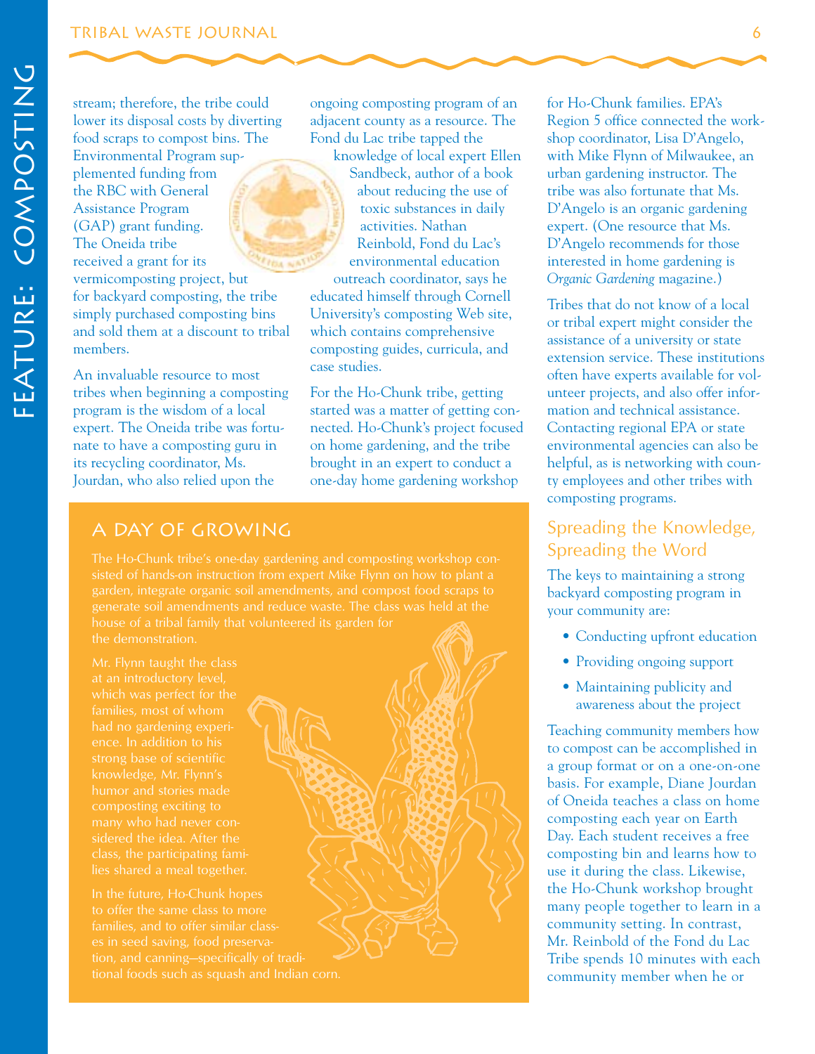stream; therefore, the tribe could lower its disposal costs by diverting food scraps to compost bins. The Environmental Program supplemented funding from the RBC with General Assistance Program (GAP) grant funding. The Oneida tribe received a grant for its vermicomposting project, but for backyard composting, the tribe simply purchased composting bins and sold them at a discount to tribal members.

An invaluable resource to most tribes when beginning a composting program is the wisdom of a local expert. The Oneida tribe was fortunate to have a composting guru in its recycling coordinator, Ms. Jourdan, who also relied upon the ongoing composting program of an adjacent county as a resource. The Fond du Lac tribe tapped the knowledge of local expert Ellen Sandbeck, author of a book about reducing the use of toxic substances in daily activities. Nathan Reinbold, Fond du Lac's environmental education outreach coordinator, says he educated himself through Cornell University's composting Web site, which contains comprehensive composting guides, curricula, and case studies.

For the Ho-Chunk tribe, getting started was a matter of getting connected. Ho-Chunk's project focused on home gardening, and the tribe brought in an expert to conduct a one-day home gardening workshop for Ho-Chunk families. EPA's Region 5 office connected the workshop coordinator, Lisa D'Angelo, with Mike Flynn of Milwaukee, an urban gardening instructor. The tribe was also fortunate that Ms. D'Angelo is an organic gardening expert. (One resource that Ms. D'Angelo recommends for those interested in home gardening is *Organic Gardening* magazine.)

Tribes that do not know of a local or tribal expert might consider the assistance of a university or state extension service. These institutions often have experts available for volunteer projects, and also offer information and technical assistance. Contacting regional EPA or state environmental agencies can also be helpful, as is networking with county employees and other tribes with composting programs.

## A Day of Growing

The Ho-Chunk tribe's one-day gardening and composting workshop consisted of hands-on instruction from expert Mike Flynn on how to plant a garden, integrate organic soil amendments, and compost food scraps to generate soil amendments and reduce waste. The class was held at the house of a tribal family that volunteered its garden for the demonstration.

Mr. Flynn taught the class at an introductory level, which was perfect for the families, most of whom had no gardening experience. In addition to his strong base of scientific knowledge, Mr. Flynn's humor and stories made composting exciting to many who had never considered the idea. After the class, the participating families shared a meal together.

In the future, Ho-Chunk hopes to offer the same class to more families, and to offer similar classes in seed saving, food preservation, and canning—specifically of traditional foods such as squash and Indian corn.

## Spreading the Knowledge, Spreading the Word

The keys to maintaining a strong backyard composting program in your community are:

- Conducting upfront education
- Providing ongoing support
- Maintaining publicity and awareness about the project

Teaching community members how to compost can be accomplished in a group format or on a one-on-one basis. For example, Diane Jourdan of Oneida teaches a class on home composting each year on Earth Day. Each student receives a free composting bin and learns how to use it during the class. Likewise, the Ho-Chunk workshop brought many people together to learn in a community setting. In contrast, Mr. Reinbold of the Fond du Lac Tribe spends 10 minutes with each community member when he or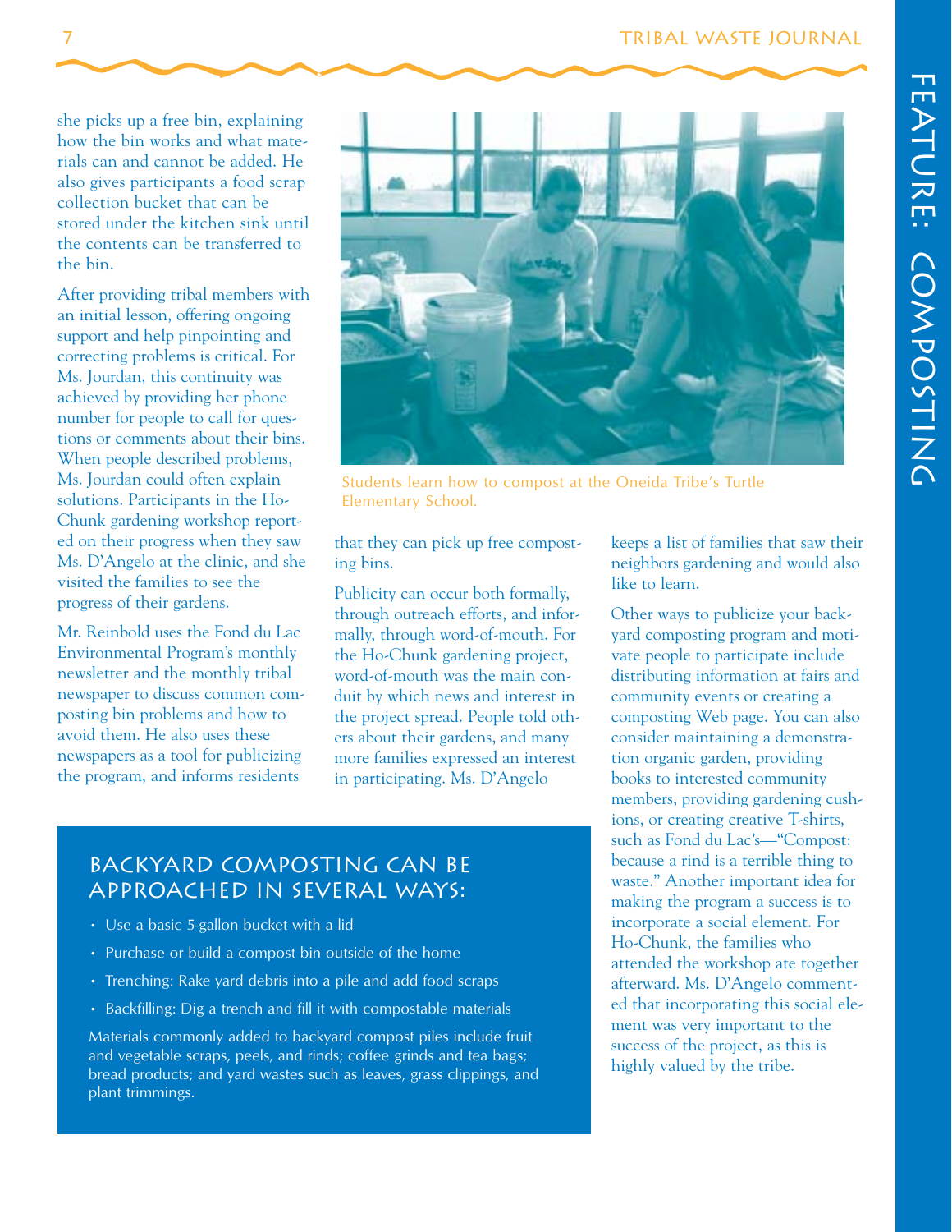she picks up a free bin, explaining how the bin works and what materials can and cannot be added. He also gives participants a food scrap collection bucket that can be stored under the kitchen sink until the contents can be transferred to the bin.

After providing tribal members with an initial lesson, offering ongoing support and help pinpointing and correcting problems is critical. For Ms. Jourdan, this continuity was achieved by providing her phone number for people to call for questions or comments about their bins. When people described problems, Ms. Jourdan could often explain solutions. Participants in the Ho-Chunk gardening workshop reported on their progress when they saw Ms. D'Angelo at the clinic, and she visited the families to see the progress of their gardens.

Mr. Reinbold uses the Fond du Lac Environmental Program's monthly newsletter and the monthly tribal newspaper to discuss common composting bin problems and how to avoid them. He also uses these newspapers as a tool for publicizing the program, and informs residents that they can pick up free composting bins.

Students learn how to compost at the Oneida Tribe's Turtle Elementary School.

Publicity can occur both formally, through outreach efforts, and informally, through word-of-mouth. For the Ho-Chunk gardening project, word-of-mouth was the main conduit by which news and interest in the project spread. People told others about their gardens, and many more families expressed an interest in participating. Ms. D'Angelo keeps a list of families that saw their neighbors gardening and would also like to learn.

Other ways to publicize your backyard composting program and motivate people to participate include distributing information at fairs and community events or creating a composting Web page. You can also consider maintaining a demonstration organic garden, providing books to interested community members, providing gardening cushions, or creating creative T-shirts, such as Fond du Lac's—"Compost: because a rind is a terrible thing to waste." Another important idea for making the program a success is to incorporate a social element. For Ho-Chunk, the families who attended the workshop ate together afterward. Ms. D'Angelo commented that incorporating this social element was very important to the success of the project, as this is highly valued by the tribe.

## Backyard Composting Can Be Approached in Several Ways:

- Use a basic 5-gallon bucket with a lid
- Purchase or build a compost bin outside of the home
- Trenching: Rake yard debris into a pile and add food scraps
- Backfilling: Dig a trench and fill it with compostable materials

Materials commonly added to backyard compost piles include fruit and vegetable scraps, peels, and rinds; coffee grinds and tea bags; bread products; and yard wastes such as leaves, grass clippings, and plant trimmings.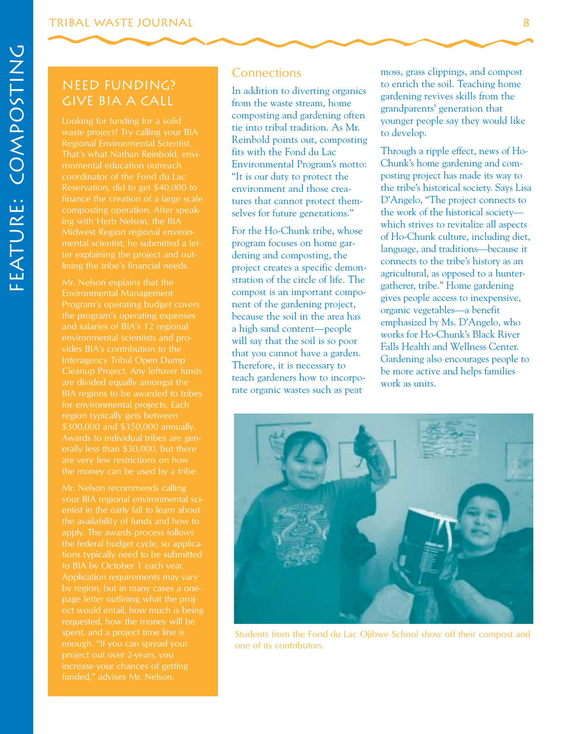## NEED FUNDING? GIVE BIA A CALL

Looking for funding for a solid waste project? Try calling your BIA Regional Environmental Scientist. That's what Nathan Reinbold, environmental education outreach coordinator of the Fond du Lac Reservation, did to get $40,000 to finance the creation of a large scale composting operation. After speaking with Herb Nelson, the BIA Midwest Region regional environmental scientist, he submitted a letter explaining the project and outlining the tribe's financial needs.

Mr. Nelson explains that the Environmental Management Program's operating budget covers the program's operating expenses and salaries of BIA's 12 regional environmental scientists and provides BIA's contribution to the Interagency Tribal Open Dump Cleanup Project. Any leftover funds are divided equally amongst the BIA regions to be awarded to tribes for environmental projects. Each region typically gets between $300,000 and $350,000 annually. Awards to individual tribes are generally less than $30,000, but there are very few restrictions on how the money can be used by a tribe.

Mr. Nelson recommends calling your BIA regional environmental scientist in the early fall to learn about the availability of funds and how to apply. The awards process follows the federal budget cycle, so applications typically need to be submitted to BIA by October 1 each year. Application requirements may vary by region, but in many cases a one-page letter outlining what the project would entail, how much is being requested, how the money will be spent, and a project time line is enough. "If you can spread your project out over 2-years, you increase your chances of getting funded," advises Mr. Nelson.

## Connections

In addition to diverting organics from the waste stream, home composting and gardening often tie into tribal tradition. As Mr. Reinbold points out, composting fits with the Fond du Lac Environmental Program's motto: "It is our duty to protect the environment and those creatures that cannot protect themselves for future generations."

For the Ho-Chunk tribe, whose program focuses on home gardening and composting, the project creates a specific demonstration of the circle of life. The compost is an important component of the gardening project, because the soil in the area has a high sand content—people will say that the soil is so poor that you cannot have a garden. Therefore, it is necessary to teach gardeners how to incorporate organic wastes such as peat moss, grass clippings, and compost to enrich the soil. Teaching home gardening revives skills from the grandparents' generation that younger people say they would like to develop.

Through a ripple effect, news of Ho-Chunk's home gardening and composting project has made its way to the tribe's historical society. Says Lisa D'Angelo, "The project connects to the work of the historical society—which strives to revitalize all aspects of Ho-Chunk culture, including diet, language, and traditions—because it connects to the tribe's history as an agricultural, as opposed to a hunter-gatherer, tribe." Home gardening gives people access to inexpensive, organic vegetables—a benefit emphasized by Ms. D'Angelo, who works for Ho-Chunk's Black River Falls Health and Wellness Center. Gardening also encourages people to be more active and helps families work as units.

Students from the Fond du Lac Ojibwe School show off their compost and one of its contributors.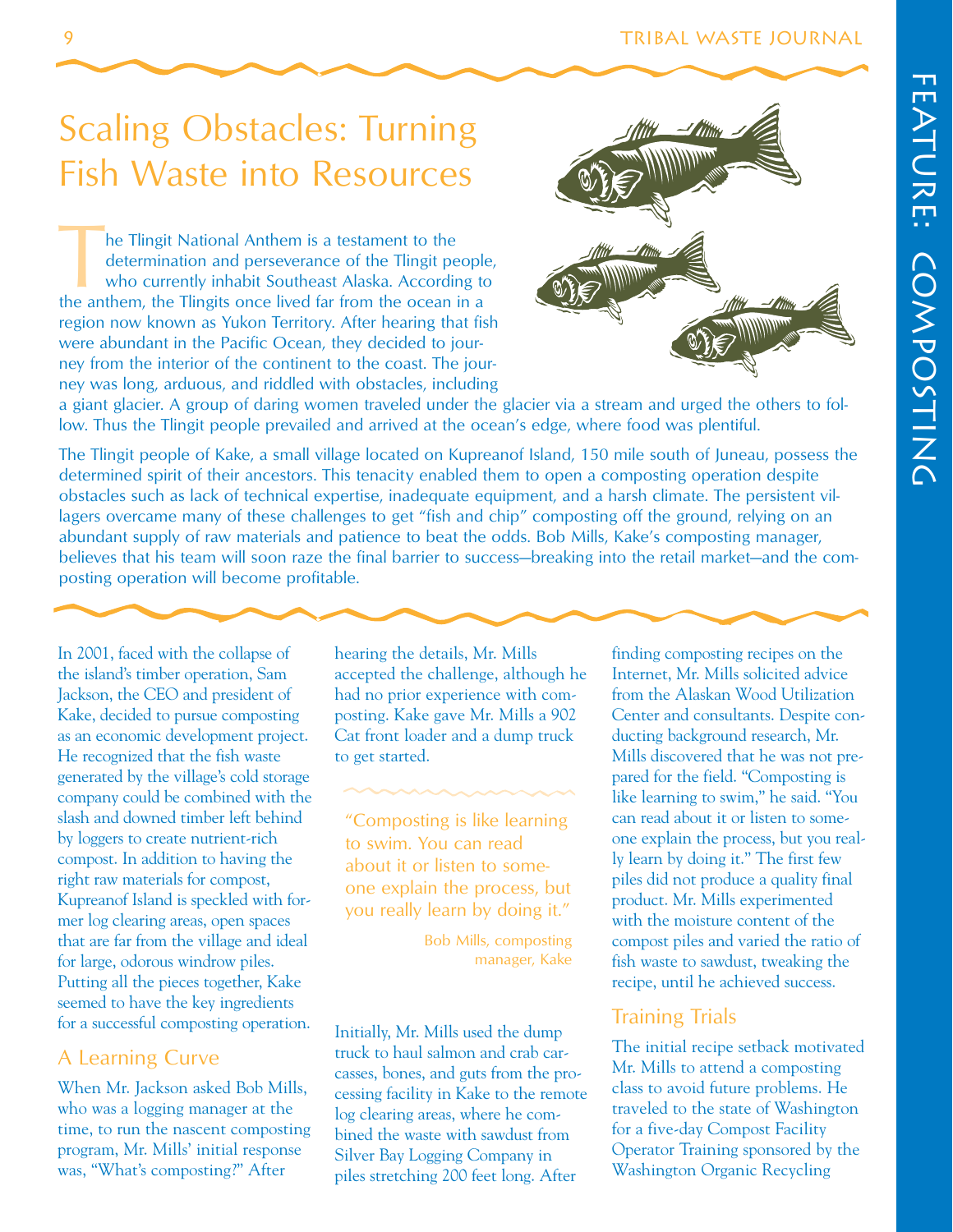# Scaling Obstacles: Turning Fish Waste into Resources

The Tlingit National Anthem is a testament to the determination and perseverance of the Tlingit people, who currently inhabit Southeast Alaska. According to the anthem, the Tlingits once lived far from the ocean in a region now known as Yukon Territory. After hearing that fish were abundant in the Pacific Ocean, they decided to journey from the interior of the continent to the coast. The journey was long, arduous, and riddled with obstacles, including a giant glacier. A group of daring women traveled under the glacier via a stream and urged the others to follow. Thus the Tlingit people prevailed and arrived at the ocean's edge, where food was plentiful.

The Tlingit people of Kake, a small village located on Kupreanof Island, 150 mile south of Juneau, possess the determined spirit of their ancestors. This tenacity enabled them to open a composting operation despite obstacles such as lack of technical expertise, inadequate equipment, and a harsh climate. The persistent villagers overcame many of these challenges to get "fish and chip" composting off the ground, relying on an abundant supply of raw materials and patience to beat the odds. Bob Mills, Kake's composting manager, believes that his team will soon raze the final barrier to success—breaking into the retail market—and the composting operation will become profitable.

In 2001, faced with the collapse of the island's timber operation, Sam Jackson, the CEO and president of Kake, decided to pursue composting as an economic development project. He recognized that the fish waste generated by the village's cold storage company could be combined with the slash and downed timber left behind by loggers to create nutrient-rich compost. In addition to having the right raw materials for compost, Kupreanof Island is speckled with former log clearing areas, open spaces that are far from the village and ideal for large, odorous windrow piles. Putting all the pieces together, Kake seemed to have the key ingredients for a successful composting operation.

## A Learning Curve

When Mr. Jackson asked Bob Mills, who was a logging manager at the time, to run the nascent composting program, Mr. Mills' initial response was, "What's composting?" After hearing the details, Mr. Mills accepted the challenge, although he had no prior experience with composting. Kake gave Mr. Mills a 902 Cat front loader and a dump truck to get started.

> "Composting is like learning to swim. You can read about it or listen to someone explain the process, but you really learn by doing it."
>
> Bob Mills, composting manager, Kake

Initially, Mr. Mills used the dump truck to haul salmon and crab carcasses, bones, and guts from the processing facility in Kake to the remote log clearing areas, where he combined the waste with sawdust from Silver Bay Logging Company in piles stretching 200 feet long. After finding composting recipes on the Internet, Mr. Mills solicited advice from the Alaskan Wood Utilization Center and consultants. Despite conducting background research, Mr. Mills discovered that he was not prepared for the field. "Composting is like learning to swim," he said. "You can read about it or listen to someone explain the process, but you really learn by doing it." The first few piles did not produce a quality final product. Mr. Mills experimented with the moisture content of the compost piles and varied the ratio of fish waste to sawdust, tweaking the recipe, until he achieved success.

## Training Trials

The initial recipe setback motivated Mr. Mills to attend a composting class to avoid future problems. He traveled to the state of Washington for a five-day Compost Facility Operator Training sponsored by the Washington Organic Recycling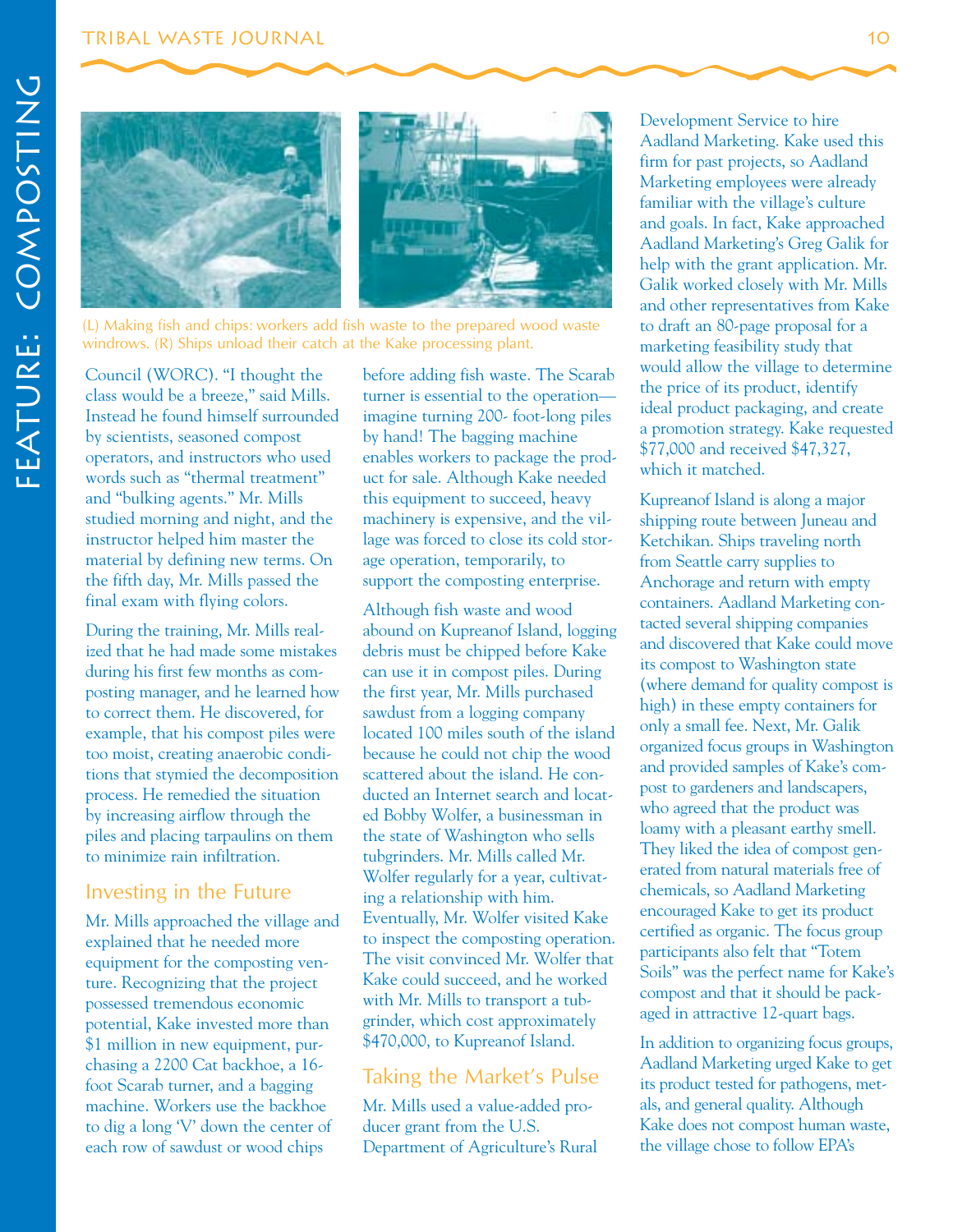(L) Making fish and chips: workers add fish waste to the prepared wood waste windrows. (R) Ships unload their catch at the Kake processing plant.

Council (WORC). "I thought the class would be a breeze," said Mills. Instead he found himself surrounded by scientists, seasoned compost operators, and instructors who used words such as "thermal treatment" and "bulking agents." Mr. Mills studied morning and night, and the instructor helped him master the material by defining new terms. On the fifth day, Mr. Mills passed the final exam with flying colors.

During the training, Mr. Mills realized that he had made some mistakes during his first few months as composting manager, and he learned how to correct them. He discovered, for example, that his compost piles were too moist, creating anaerobic conditions that stymied the decomposition process. He remedied the situation by increasing airflow through the piles and placing tarpaulins on them to minimize rain infiltration.

## Investing in the Future

Mr. Mills approached the village and explained that he needed more equipment for the composting venture. Recognizing that the project possessed tremendous economic potential, Kake invested more than $1 million in new equipment, purchasing a 2200 Cat backhoe, a 16-foot Scarab turner, and a bagging machine. Workers use the backhoe to dig a long 'V' down the center of each row of sawdust or wood chips before adding fish waste. The Scarab turner is essential to the operation—imagine turning 200- foot-long piles by hand! The bagging machine enables workers to package the product for sale. Although Kake needed this equipment to succeed, heavy machinery is expensive, and the village was forced to close its cold storage operation, temporarily, to support the composting enterprise.

Although fish waste and wood abound on Kupreanof Island, logging debris must be chipped before Kake can use it in compost piles. During the first year, Mr. Mills purchased sawdust from a logging company located 100 miles south of the island because he could not chip the wood scattered about the island. He conducted an Internet search and located Bobby Wolfer, a businessman in the state of Washington who sells tubgrinders. Mr. Mills called Mr. Wolfer regularly for a year, cultivating a relationship with him. Eventually, Mr. Wolfer visited Kake to inspect the composting operation. The visit convinced Mr. Wolfer that Kake could succeed, and he worked with Mr. Mills to transport a tubgrinder, which cost approximately $470,000, to Kupreanof Island.

## Taking the Market's Pulse

Mr. Mills used a value-added producer grant from the U.S. Department of Agriculture's Rural Development Service to hire Aadland Marketing. Kake used this firm for past projects, so Aadland Marketing employees were already familiar with the village's culture and goals. In fact, Kake approached Aadland Marketing's Greg Galik for help with the grant application. Mr. Galik worked closely with Mr. Mills and other representatives from Kake to draft an 80-page proposal for a marketing feasibility study that would allow the village to determine the price of its product, identify ideal product packaging, and create a promotion strategy. Kake requested $77,000 and received $47,327, which it matched.

Kupreanof Island is along a major shipping route between Juneau and Ketchikan. Ships traveling north from Seattle carry supplies to Anchorage and return with empty containers. Aadland Marketing contacted several shipping companies and discovered that Kake could move its compost to Washington state (where demand for quality compost is high) in these empty containers for only a small fee. Next, Mr. Galik organized focus groups in Washington and provided samples of Kake's compost to gardeners and landscapers, who agreed that the product was loamy with a pleasant earthy smell. They liked the idea of compost generated from natural materials free of chemicals, so Aadland Marketing encouraged Kake to get its product certified as organic. The focus group participants also felt that "Totem Soils" was the perfect name for Kake's compost and that it should be packaged in attractive 12-quart bags.

In addition to organizing focus groups, Aadland Marketing urged Kake to get its product tested for pathogens, metals, and general quality. Although Kake does not compost human waste, the village chose to follow EPA's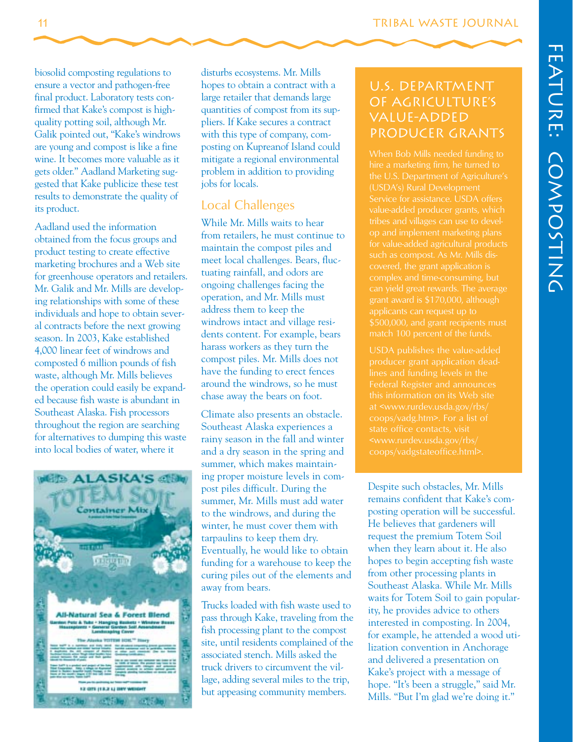biosolid composting regulations to ensure a vector and pathogen-free final product. Laboratory tests confirmed that Kake's compost is high-quality potting soil, although Mr. Galik pointed out, "Kake's windrows are young and compost is like a fine wine. It becomes more valuable as it gets older." Aadland Marketing suggested that Kake publicize these test results to demonstrate the quality of its product.

Aadland used the information obtained from the focus groups and product testing to create effective marketing brochures and a Web site for greenhouse operators and retailers. Mr. Galik and Mr. Mills are developing relationships with some of these individuals and hope to obtain several contracts before the next growing season. In 2003, Kake established 4,000 linear feet of windrows and composted 6 million pounds of fish waste, although Mr. Mills believes the operation could easily be expanded because fish waste is abundant in Southeast Alaska. Fish processors throughout the region are searching for alternatives to dumping this waste into local bodies of water, where it disturbs ecosystems. Mr. Mills hopes to obtain a contract with a large retailer that demands large quantities of compost from its suppliers. If Kake secures a contract with this type of company, composting on Kupreanof Island could mitigate a regional environmental problem in addition to providing jobs for locals.

## Local Challenges

While Mr. Mills waits to hear from retailers, he must continue to maintain the compost piles and meet local challenges. Bears, fluctuating rainfall, and odors are ongoing challenges facing the operation, and Mr. Mills must address them to keep the windrows intact and village residents content. For example, bears harass workers as they turn the compost piles. Mr. Mills does not have the funding to erect fences around the windrows, so he must chase away the bears on foot.

Climate also presents an obstacle. Southeast Alaska experiences a rainy season in the fall and winter and a dry season in the spring and summer, which makes maintaining proper moisture levels in compost piles difficult. During the summer, Mr. Mills must add water to the windrows, and during the winter, he must cover them with tarpaulins to keep them dry. Eventually, he would like to obtain funding for a warehouse to keep the curing piles out of the elements and away from bears.

Trucks loaded with fish waste used to pass through Kake, traveling from the fish processing plant to the compost site, until residents complained of the associated stench. Mills asked the truck drivers to circumvent the village, adding several miles to the trip, but appeasing community members.

## U.S. Department of Agriculture's Value-Added Producer Grants

When Bob Mills needed funding to hire a marketing firm, he turned to the U.S. Department of Agriculture's (USDA's) Rural Development Service for assistance. USDA offers value-added producer grants, which tribes and villages can use to develop and implement marketing plans for value-added agricultural products such as compost. As Mr. Mills discovered, the grant application is complex and time-consuming, but can yield great rewards. The average grant award is $170,000, although applicants can request up to $500,000, and grant recipients must match 100 percent of the funds.

USDA publishes the value-added producer grant application deadlines and funding levels in the Federal Register and announces this information on its Web site at <www.rurdev.usda.gov/rbs/coops/vadg.htm>. For a list of state office contacts, visit <www.rurdev.usda.gov/rbs/coops/vadgstateoffice.html>.

Despite such obstacles, Mr. Mills remains confident that Kake's composting operation will be successful. He believes that gardeners will request the premium Totem Soil when they learn about it. He also hopes to begin accepting fish waste from other processing plants in Southeast Alaska. While Mr. Mills waits for Totem Soil to gain popularity, he provides advice to others interested in composting. In 2004, for example, he attended a wood utilization convention in Anchorage and delivered a presentation on Kake's project with a message of hope. "It's been a struggle," said Mr. Mills. "But I'm glad we're doing it."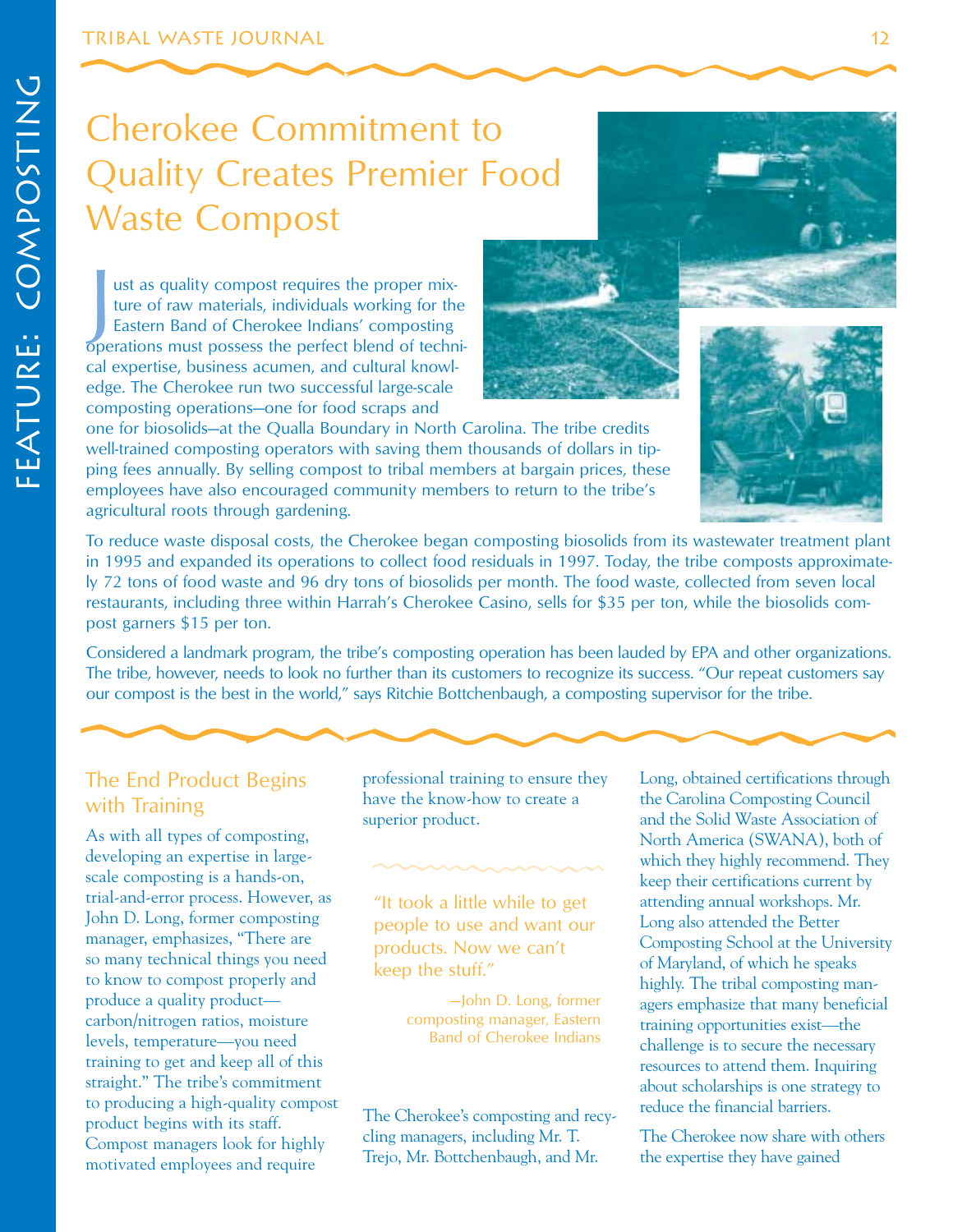# Cherokee Commitment to Quality Creates Premier Food Waste Compost

Just as quality compost requires the proper mixture of raw materials, individuals working for the Eastern Band of Cherokee Indians' composting operations must possess the perfect blend of technical expertise, business acumen, and cultural knowledge. The Cherokee run two successful large-scale composting operations—one for food scraps and one for biosolids—at the Qualla Boundary in North Carolina. The tribe credits well-trained composting operators with saving them thousands of dollars in tipping fees annually. By selling compost to tribal members at bargain prices, these employees have also encouraged community members to return to the tribe's agricultural roots through gardening.

To reduce waste disposal costs, the Cherokee began composting biosolids from its wastewater treatment plant in 1995 and expanded its operations to collect food residuals in 1997. Today, the tribe composts approximately 72 tons of food waste and 96 dry tons of biosolids per month. The food waste, collected from seven local restaurants, including three within Harrah's Cherokee Casino, sells for $35 per ton, while the biosolids compost garners $15 per ton.

Considered a landmark program, the tribe's composting operation has been lauded by EPA and other organizations. The tribe, however, needs to look no further than its customers to recognize its success. "Our repeat customers say our compost is the best in the world," says Ritchie Bottchenbaugh, a composting supervisor for the tribe.

## The End Product Begins with Training

As with all types of composting, developing an expertise in large-scale composting is a hands-on, trial-and-error process. However, as John D. Long, former composting manager, emphasizes, "There are so many technical things you need to know to compost properly and produce a quality product—carbon/nitrogen ratios, moisture levels, temperature—you need training to get and keep all of this straight." The tribe's commitment to producing a high-quality compost product begins with its staff. Compost managers look for highly motivated employees and require professional training to ensure they have the know-how to create a superior product.

> "It took a little while to get people to use and want our products. Now we can't keep the stuff."
>
> —John D. Long, former composting manager, Eastern Band of Cherokee Indians

The Cherokee's composting and recycling managers, including Mr. T. Trejo, Mr. Bottchenbaugh, and Mr. Long, obtained certifications through the Carolina Composting Council and the Solid Waste Association of North America (SWANA), both of which they highly recommend. They keep their certifications current by attending annual workshops. Mr. Long also attended the Better Composting School at the University of Maryland, of which he speaks highly. The tribal composting managers emphasize that many beneficial training opportunities exist—the challenge is to secure the necessary resources to attend them. Inquiring about scholarships is one strategy to reduce the financial barriers.

The Cherokee now share with others the expertise they have gained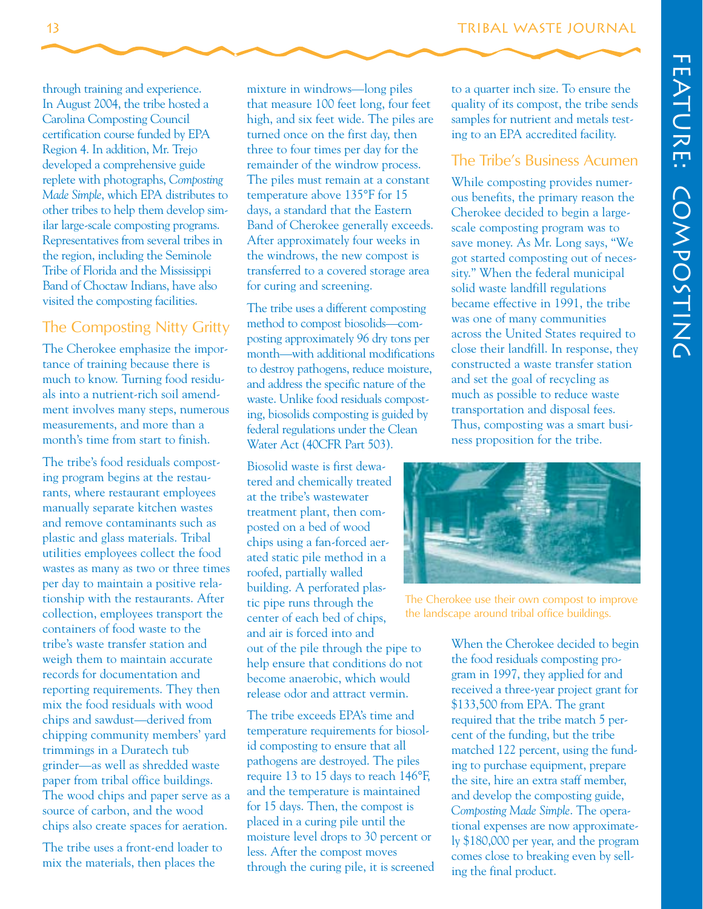through training and experience. In August 2004, the tribe hosted a Carolina Composting Council certification course funded by EPA Region 4. In addition, Mr. Trejo developed a comprehensive guide replete with photographs, *Composting Made Simple*, which EPA distributes to other tribes to help them develop similar large-scale composting programs. Representatives from several tribes in the region, including the Seminole Tribe of Florida and the Mississippi Band of Choctaw Indians, have also visited the composting facilities.

## The Composting Nitty Gritty

The Cherokee emphasize the importance of training because there is much to know. Turning food residuals into a nutrient-rich soil amendment involves many steps, numerous measurements, and more than a month's time from start to finish.

The tribe's food residuals composting program begins at the restaurants, where restaurant employees manually separate kitchen wastes and remove contaminants such as plastic and glass materials. Tribal utilities employees collect the food wastes as many as two or three times per day to maintain a positive relationship with the restaurants. After collection, employees transport the containers of food waste to the tribe's waste transfer station and weigh them to maintain accurate records for documentation and reporting requirements. They then mix the food residuals with wood chips and sawdust—derived from chipping community members' yard trimmings in a Duratech tub grinder—as well as shredded waste paper from tribal office buildings. The wood chips and paper serve as a source of carbon, and the wood chips also create spaces for aeration.

The tribe uses a front-end loader to mix the materials, then places the mixture in windrows—long piles that measure 100 feet long, four feet high, and six feet wide. The piles are turned once on the first day, then three to four times per day for the remainder of the windrow process. The piles must remain at a constant temperature above 135°F for 15 days, a standard that the Eastern Band of Cherokee generally exceeds. After approximately four weeks in the windrows, the new compost is transferred to a covered storage area for curing and screening.

The tribe uses a different composting method to compost biosolids—composting approximately 96 dry tons per month—with additional modifications to destroy pathogens, reduce moisture, and address the specific nature of the waste. Unlike food residuals composting, biosolids composting is guided by federal regulations under the Clean Water Act (40CFR Part 503).

Biosolid waste is first dewatered and chemically treated at the tribe's wastewater treatment plant, then composted on a bed of wood chips using a fan-forced aerated static pile method in a roofed, partially walled building. A perforated plastic pipe runs through the center of each bed of chips, and air is forced into and out of the pile through the pipe to help ensure that conditions do not become anaerobic, which would release odor and attract vermin.

The tribe exceeds EPA's time and temperature requirements for biosolid composting to ensure that all pathogens are destroyed. The piles require 13 to 15 days to reach 146°F, and the temperature is maintained for 15 days. Then, the compost is placed in a curing pile until the moisture level drops to 30 percent or less. After the compost moves through the curing pile, it is screened to a quarter inch size. To ensure the quality of its compost, the tribe sends samples for nutrient and metals testing to an EPA accredited facility.

## The Tribe's Business Acumen

While composting provides numerous benefits, the primary reason the Cherokee decided to begin a large-scale composting program was to save money. As Mr. Long says, "We got started composting out of necessity." When the federal municipal solid waste landfill regulations became effective in 1991, the tribe was one of many communities across the United States required to close their landfill. In response, they constructed a waste transfer station and set the goal of recycling as much as possible to reduce waste transportation and disposal fees. Thus, composting was a smart business proposition for the tribe.

The Cherokee use their own compost to improve the landscape around tribal office buildings.

When the Cherokee decided to begin the food residuals composting program in 1997, they applied for and received a three-year project grant for $133,500 from EPA. The grant required that the tribe match 5 percent of the funding, but the tribe matched 122 percent, using the funding to purchase equipment, prepare the site, hire an extra staff member, and develop the composting guide, *Composting Made Simple*. The operational expenses are now approximately $180,000 per year, and the program comes close to breaking even by selling the final product.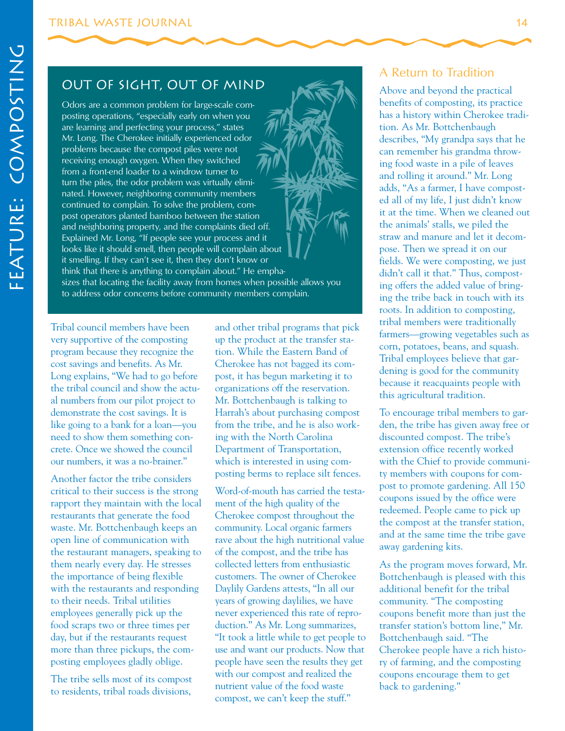## OUT OF SIGHT, OUT OF MIND

Odors are a common problem for large-scale composting operations, "especially early on when you are learning and perfecting your process," states Mr. Long. The Cherokee initially experienced odor problems because the compost piles were not receiving enough oxygen. When they switched from a front-end loader to a windrow turner to turn the piles, the odor problem was virtually eliminated. However, neighboring community members continued to complain. To solve the problem, compost operators planted bamboo between the station and neighboring property, and the complaints died off. Explained Mr. Long, "If people see your process and it looks like it should smell, then people will complain about it smelling. If they can't see it, then they don't know or think that there is anything to complain about." He emphasizes that locating the facility away from homes when possible allows you to address odor concerns before community members complain.

Tribal council members have been very supportive of the composting program because they recognize the cost savings and benefits. As Mr. Long explains, "We had to go before the tribal council and show the actual numbers from our pilot project to demonstrate the cost savings. It is like going to a bank for a loan—you need to show them something concrete. Once we showed the council our numbers, it was a no-brainer."

Another factor the tribe considers critical to their success is the strong rapport they maintain with the local restaurants that generate the food waste. Mr. Bottchenbaugh keeps an open line of communication with the restaurant managers, speaking to them nearly every day. He stresses the importance of being flexible with the restaurants and responding to their needs. Tribal utilities employees generally pick up the food scraps two or three times per day, but if the restaurants request more than three pickups, the composting employees gladly oblige.

The tribe sells most of its compost to residents, tribal roads divisions, and other tribal programs that pick up the product at the transfer station. While the Eastern Band of Cherokee has not bagged its compost, it has begun marketing it to organizations off the reservation. Mr. Bottchenbaugh is talking to Harrah's about purchasing compost from the tribe, and he is also working with the North Carolina Department of Transportation, which is interested in using composting berms to replace silt fences.

Word-of-mouth has carried the testament of the high quality of the Cherokee compost throughout the community. Local organic farmers rave about the high nutritional value of the compost, and the tribe has collected letters from enthusiastic customers. The owner of Cherokee Daylily Gardens attests, "In all our years of growing daylilies, we have never experienced this rate of reproduction." As Mr. Long summarizes, "It took a little while to get people to use and want our products. Now that people have seen the results they get with our compost and realized the nutrient value of the food waste compost, we can't keep the stuff."

### A Return to Tradition

Above and beyond the practical benefits of composting, its practice has a history within Cherokee tradition. As Mr. Bottchenbaugh describes, "My grandpa says that he can remember his grandma throwing food waste in a pile of leaves and rolling it around." Mr. Long adds, "As a farmer, I have composted all of my life, I just didn't know it at the time. When we cleaned out the animals' stalls, we piled the straw and manure and let it decompose. Then we spread it on our fields. We were composting, we just didn't call it that." Thus, composting offers the added value of bringing the tribe back in touch with its roots. In addition to composting, tribal members were traditionally farmers—growing vegetables such as corn, potatoes, beans, and squash. Tribal employees believe that gardening is good for the community because it reacquaints people with this agricultural tradition.

To encourage tribal members to garden, the tribe has given away free or discounted compost. The tribe's extension office recently worked with the Chief to provide community members with coupons for compost to promote gardening. All 150 coupons issued by the office were redeemed. People came to pick up the compost at the transfer station, and at the same time the tribe gave away gardening kits.

As the program moves forward, Mr. Bottchenbaugh is pleased with this additional benefit for the tribal community. "The composting coupons benefit more than just the transfer station's bottom line," Mr. Bottchenbaugh said. "The Cherokee people have a rich history of farming, and the composting coupons encourage them to get back to gardening."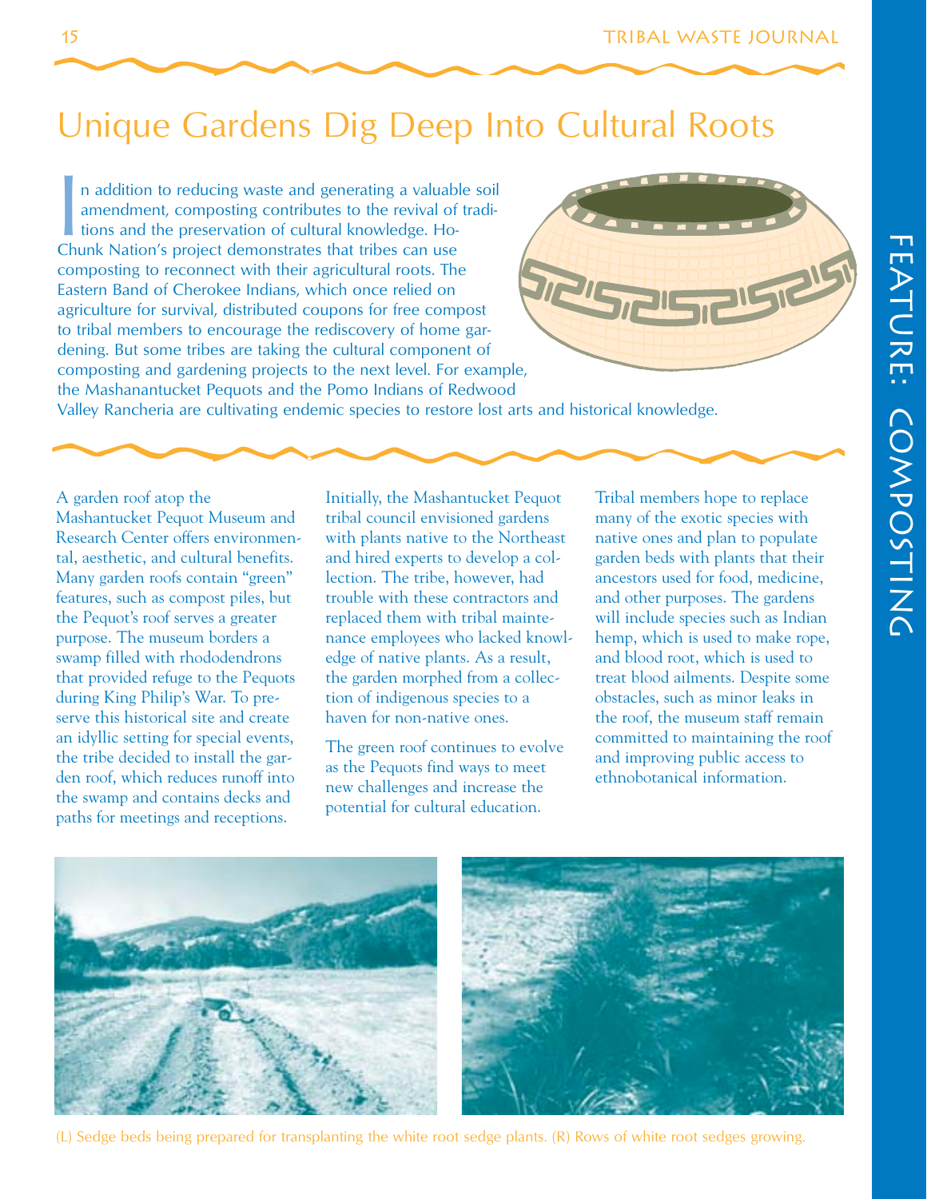# Unique Gardens Dig Deep Into Cultural Roots

In addition to reducing waste and generating a valuable soil amendment, composting contributes to the revival of traditions and the preservation of cultural knowledge. Ho-Chunk Nation's project demonstrates that tribes can use composting to reconnect with their agricultural roots. The Eastern Band of Cherokee Indians, which once relied on agriculture for survival, distributed coupons for free compost to tribal members to encourage the rediscovery of home gardening. But some tribes are taking the cultural component of composting and gardening projects to the next level. For example, the Mashanantucket Pequots and the Pomo Indians of Redwood Valley Rancheria are cultivating endemic species to restore lost arts and historical knowledge.

A garden roof atop the Mashantucket Pequot Museum and Research Center offers environmental, aesthetic, and cultural benefits. Many garden roofs contain "green" features, such as compost piles, but the Pequot's roof serves a greater purpose. The museum borders a swamp filled with rhododendrons that provided refuge to the Pequots during King Philip's War. To preserve this historical site and create an idyllic setting for special events, the tribe decided to install the garden roof, which reduces runoff into the swamp and contains decks and paths for meetings and receptions.

Initially, the Mashantucket Pequot tribal council envisioned gardens with plants native to the Northeast and hired experts to develop a collection. The tribe, however, had trouble with these contractors and replaced them with tribal maintenance employees who lacked knowledge of native plants. As a result, the garden morphed from a collection of indigenous species to a haven for non-native ones.

The green roof continues to evolve as the Pequots find ways to meet new challenges and increase the potential for cultural education.

Tribal members hope to replace many of the exotic species with native ones and plan to populate garden beds with plants that their ancestors used for food, medicine, and other purposes. The gardens will include species such as Indian hemp, which is used to make rope, and blood root, which is used to treat blood ailments. Despite some obstacles, such as minor leaks in the roof, the museum staff remain committed to maintaining the roof and improving public access to ethnobotanical information.

(L) Sedge beds being prepared for transplanting the white root sedge plants. (R) Rows of white root sedges growing.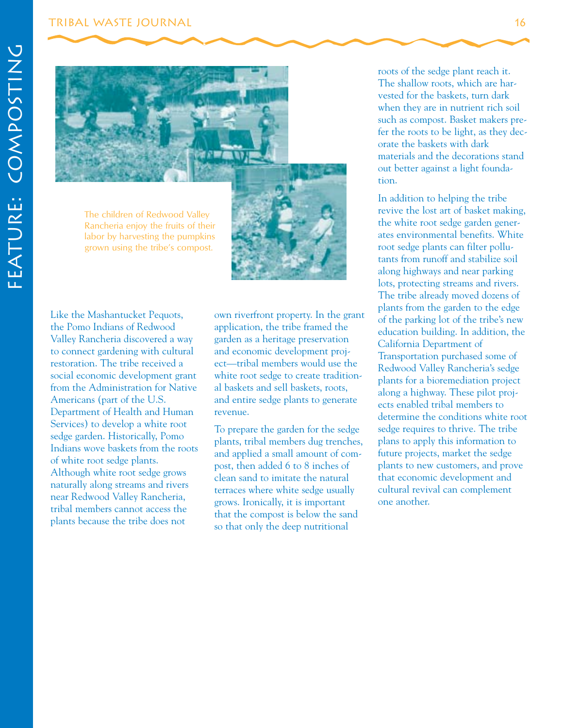The children of Redwood Valley Rancheria enjoy the fruits of their labor by harvesting the pumpkins grown using the tribe's compost.

Like the Mashantucket Pequots, the Pomo Indians of Redwood Valley Rancheria discovered a way to connect gardening with cultural restoration. The tribe received a social economic development grant from the Administration for Native Americans (part of the U.S. Department of Health and Human Services) to develop a white root sedge garden. Historically, Pomo Indians wove baskets from the roots of white root sedge plants. Although white root sedge grows naturally along streams and rivers near Redwood Valley Rancheria, tribal members cannot access the plants because the tribe does not own riverfront property. In the grant application, the tribe framed the garden as a heritage preservation and economic development project—tribal members would use the white root sedge to create traditional baskets and sell baskets, roots, and entire sedge plants to generate revenue.

To prepare the garden for the sedge plants, tribal members dug trenches, and applied a small amount of compost, then added 6 to 8 inches of clean sand to imitate the natural terraces where white sedge usually grows. Ironically, it is important that the compost is below the sand so that only the deep nutritional roots of the sedge plant reach it. The shallow roots, which are harvested for the baskets, turn dark when they are in nutrient rich soil such as compost. Basket makers prefer the roots to be light, as they decorate the baskets with dark materials and the decorations stand out better against a light foundation.

In addition to helping the tribe revive the lost art of basket making, the white root sedge garden generates environmental benefits. White root sedge plants can filter pollutants from runoff and stabilize soil along highways and near parking lots, protecting streams and rivers. The tribe already moved dozens of plants from the garden to the edge of the parking lot of the tribe's new education building. In addition, the California Department of Transportation purchased some of Redwood Valley Rancheria's sedge plants for a bioremediation project along a highway. These pilot projects enabled tribal members to determine the conditions white root sedge requires to thrive. The tribe plans to apply this information to future projects, market the sedge plants to new customers, and prove that economic development and cultural revival can complement one another.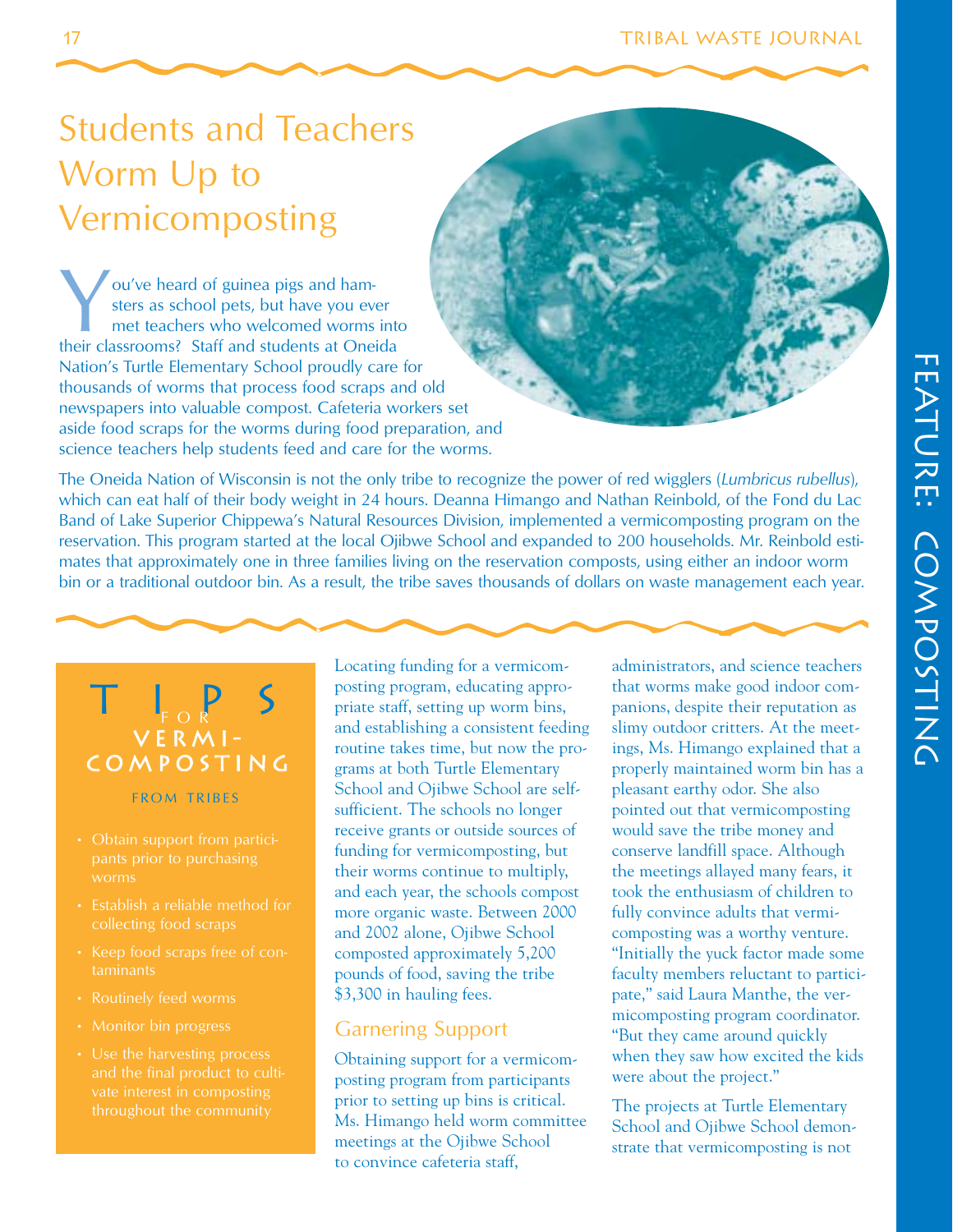# Students and Teachers Worm Up to Vermicomposting

You've heard of guinea pigs and hamsters as school pets, but have you ever met teachers who welcomed worms into their classrooms? Staff and students at Oneida Nation's Turtle Elementary School proudly care for thousands of worms that process food scraps and old newspapers into valuable compost. Cafeteria workers set aside food scraps for the worms during food preparation, and science teachers help students feed and care for the worms.

The Oneida Nation of Wisconsin is not the only tribe to recognize the power of red wigglers (*Lumbricus rubellus*), which can eat half of their body weight in 24 hours. Deanna Himango and Nathan Reinbold, of the Fond du Lac Band of Lake Superior Chippewa's Natural Resources Division, implemented a vermicomposting program on the reservation. This program started at the local Ojibwe School and expanded to 200 households. Mr. Reinbold estimates that approximately one in three families living on the reservation composts, using either an indoor worm bin or a traditional outdoor bin. As a result, the tribe saves thousands of dollars on waste management each year.

### TIPS FOR VERMICOMPOSTING FROM TRIBES

- Obtain support from participants prior to purchasing worms
- Establish a reliable method for collecting food scraps
- Keep food scraps free of contaminants
- Routinely feed worms
- Monitor bin progress
- Use the harvesting process and the final product to cultivate interest in composting throughout the community

Locating funding for a vermicomposting program, educating appropriate staff, setting up worm bins, and establishing a consistent feeding routine takes time, but now the programs at both Turtle Elementary School and Ojibwe School are self-sufficient. The schools no longer receive grants or outside sources of funding for vermicomposting, but their worms continue to multiply, and each year, the schools compost more organic waste. Between 2000 and 2002 alone, Ojibwe School composted approximately 5,200 pounds of food, saving the tribe $3,300 in hauling fees.

## Garnering Support

Obtaining support for a vermicomposting program from participants prior to setting up bins is critical. Ms. Himango held worm committee meetings at the Ojibwe School to convince cafeteria staff, administrators, and science teachers that worms make good indoor companions, despite their reputation as slimy outdoor critters. At the meetings, Ms. Himango explained that a properly maintained worm bin has a pleasant earthy odor. She also pointed out that vermicomposting would save the tribe money and conserve landfill space. Although the meetings allayed many fears, it took the enthusiasm of children to fully convince adults that vermicomposting was a worthy venture. "Initially the yuck factor made some faculty members reluctant to participate," said Laura Manthe, the vermicomposting program coordinator. "But they came around quickly when they saw how excited the kids were about the project."

The projects at Turtle Elementary School and Ojibwe School demonstrate that vermicomposting is not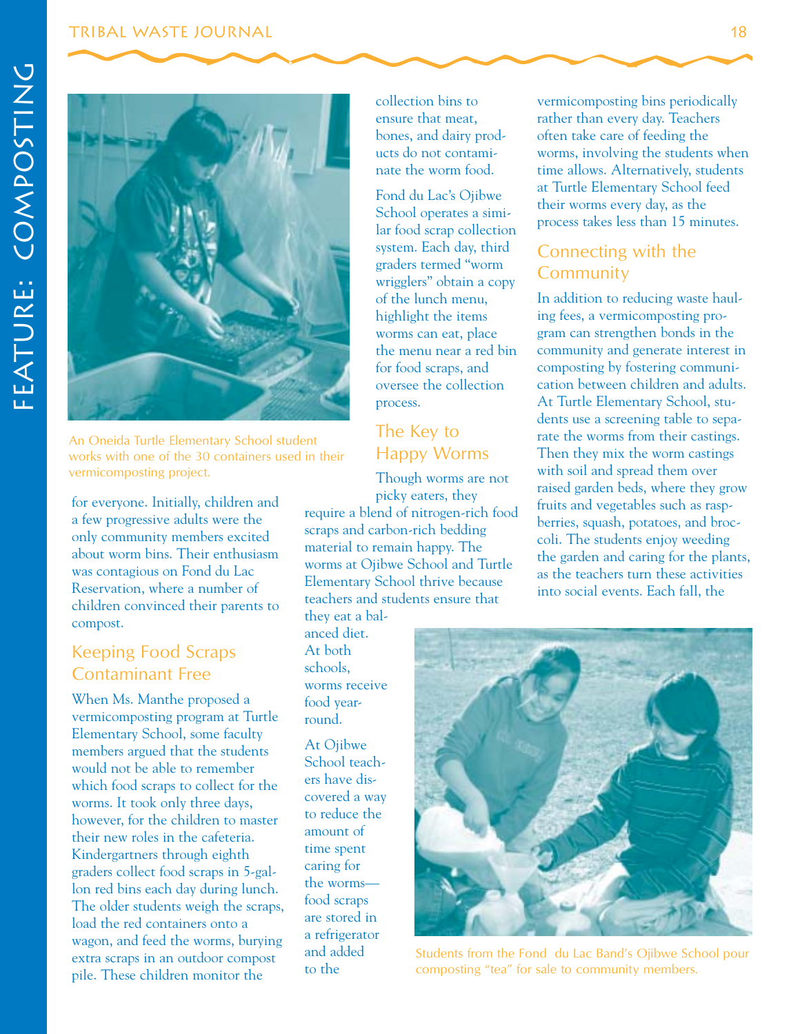An Oneida Turtle Elementary School student works with one of the 30 containers used in their vermicomposting project.

for everyone. Initially, children and a few progressive adults were the only community members excited about worm bins. Their enthusiasm was contagious on Fond du Lac Reservation, where a number of children convinced their parents to compost.

## Keeping Food Scraps Contaminant Free

When Ms. Manthe proposed a vermicomposting program at Turtle Elementary School, some faculty members argued that the students would not be able to remember which food scraps to collect for the worms. It took only three days, however, for the children to master their new roles in the cafeteria. Kindergartners through eighth graders collect food scraps in 5-gallon red bins each day during lunch. The older students weigh the scraps, load the red containers onto a wagon, and feed the worms, burying extra scraps in an outdoor compost pile. These children monitor the collection bins to ensure that meat, bones, and dairy products do not contaminate the worm food.

Fond du Lac's Ojibwe School operates a similar food scrap collection system. Each day, third graders termed "worm wrigglers" obtain a copy of the lunch menu, highlight the items worms can eat, place the menu near a red bin for food scraps, and oversee the collection process.

## The Key to Happy Worms

Though worms are not picky eaters, they require a blend of nitrogen-rich food scraps and carbon-rich bedding material to remain happy. The worms at Ojibwe School and Turtle Elementary School thrive because teachers and students ensure that they eat a balanced diet. At both schools, worms receive food year-round.

At Ojibwe School teachers have discovered a way to reduce the amount of time spent caring for the worms—food scraps are stored in a refrigerator and added to the vermicomposting bins periodically rather than every day. Teachers often take care of feeding the worms, involving the students when time allows. Alternatively, students at Turtle Elementary School feed their worms every day, as the process takes less than 15 minutes.

## Connecting with the Community

In addition to reducing waste hauling fees, a vermicomposting program can strengthen bonds in the community and generate interest in composting by fostering communication between children and adults. At Turtle Elementary School, students use a screening table to separate the worms from their castings. Then they mix the worm castings with soil and spread them over raised garden beds, where they grow fruits and vegetables such as raspberries, squash, potatoes, and broccoli. The students enjoy weeding the garden and caring for the plants, as the teachers turn these activities into social events. Each fall, the

Students from the Fond du Lac Band's Ojibwe School pour composting "tea" for sale to community members.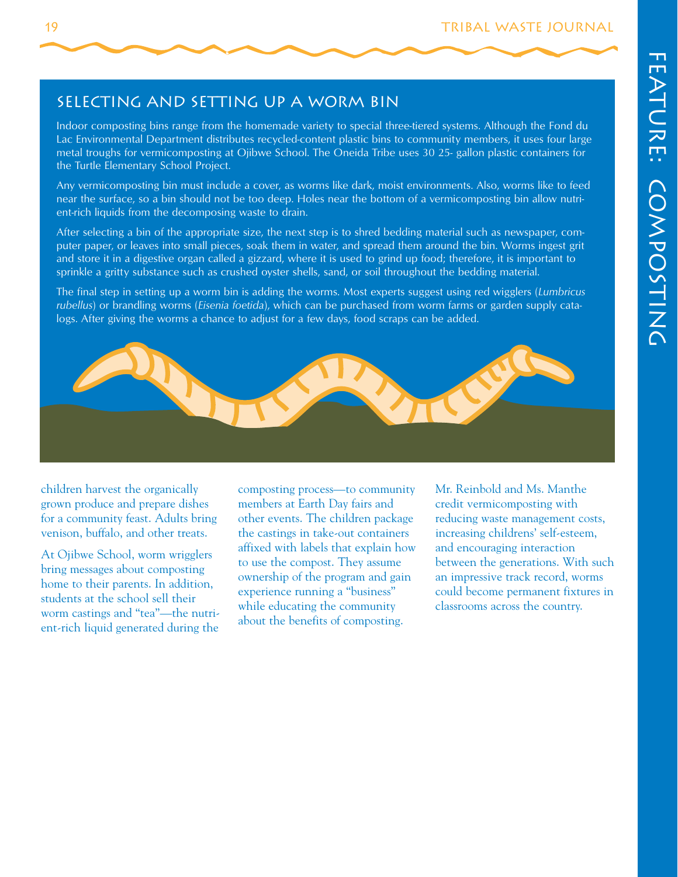## Selecting and Setting Up a Worm Bin

Indoor composting bins range from the homemade variety to special three-tiered systems. Although the Fond du Lac Environmental Department distributes recycled-content plastic bins to community members, it uses four large metal troughs for vermicomposting at Ojibwe School. The Oneida Tribe uses 30 25- gallon plastic containers for the Turtle Elementary School Project.

Any vermicomposting bin must include a cover, as worms like dark, moist environments. Also, worms like to feed near the surface, so a bin should not be too deep. Holes near the bottom of a vermicomposting bin allow nutrient-rich liquids from the decomposing waste to drain.

After selecting a bin of the appropriate size, the next step is to shred bedding material such as newspaper, computer paper, or leaves into small pieces, soak them in water, and spread them around the bin. Worms ingest grit and store it in a digestive organ called a gizzard, where it is used to grind up food; therefore, it is important to sprinkle a gritty substance such as crushed oyster shells, sand, or soil throughout the bedding material.

The final step in setting up a worm bin is adding the worms. Most experts suggest using red wigglers (*Lumbricus rubellus*) or brandling worms (*Eisenia foetida*), which can be purchased from worm farms or garden supply catalogs. After giving the worms a chance to adjust for a few days, food scraps can be added.

children harvest the organically grown produce and prepare dishes for a community feast. Adults bring venison, buffalo, and other treats.

At Ojibwe School, worm wrigglers bring messages about composting home to their parents. In addition, students at the school sell their worm castings and "tea"—the nutrient-rich liquid generated during the composting process—to community members at Earth Day fairs and other events. The children package the castings in take-out containers affixed with labels that explain how to use the compost. They assume ownership of the program and gain experience running a "business" while educating the community about the benefits of composting.

Mr. Reinbold and Ms. Manthe credit vermicomposting with reducing waste management costs, increasing childrens' self-esteem, and encouraging interaction between the generations. With such an impressive track record, worms could become permanent fixtures in classrooms across the country.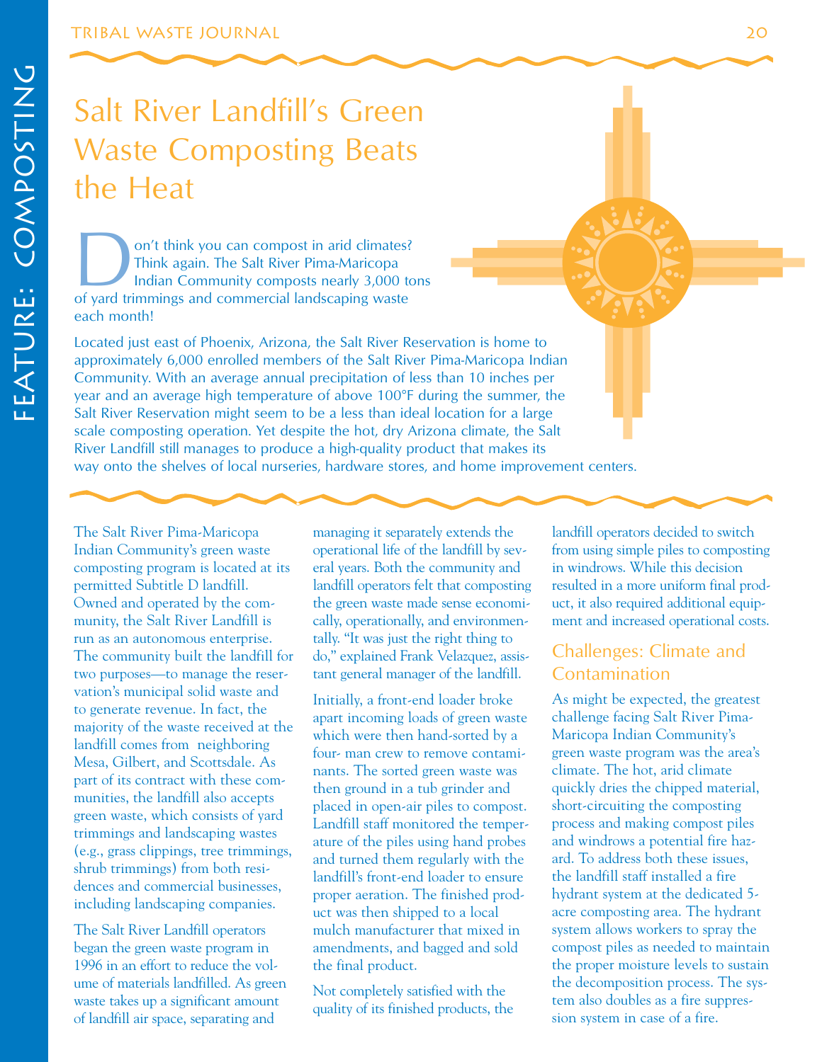# Salt River Landfill's Green Waste Composting Beats the Heat

Don't think you can compost in arid climates? Think again. The Salt River Pima-Maricopa Indian Community composts nearly 3,000 tons of yard trimmings and commercial landscaping waste each month!

Located just east of Phoenix, Arizona, the Salt River Reservation is home to approximately 6,000 enrolled members of the Salt River Pima-Maricopa Indian Community. With an average annual precipitation of less than 10 inches per year and an average high temperature of above 100°F during the summer, the Salt River Reservation might seem to be a less than ideal location for a large scale composting operation. Yet despite the hot, dry Arizona climate, the Salt River Landfill still manages to produce a high-quality product that makes its way onto the shelves of local nurseries, hardware stores, and home improvement centers.

The Salt River Pima-Maricopa Indian Community's green waste composting program is located at its permitted Subtitle D landfill. Owned and operated by the community, the Salt River Landfill is run as an autonomous enterprise. The community built the landfill for two purposes—to manage the reservation's municipal solid waste and to generate revenue. In fact, the majority of the waste received at the landfill comes from neighboring Mesa, Gilbert, and Scottsdale. As part of its contract with these communities, the landfill also accepts green waste, which consists of yard trimmings and landscaping wastes (e.g., grass clippings, tree trimmings, shrub trimmings) from both residences and commercial businesses, including landscaping companies.

The Salt River Landfill operators began the green waste program in 1996 in an effort to reduce the volume of materials landfilled. As green waste takes up a significant amount of landfill air space, separating and managing it separately extends the operational life of the landfill by several years. Both the community and landfill operators felt that composting the green waste made sense economically, operationally, and environmentally. "It was just the right thing to do," explained Frank Velazquez, assistant general manager of the landfill.

Initially, a front-end loader broke apart incoming loads of green waste which were then hand-sorted by a four- man crew to remove contaminants. The sorted green waste was then ground in a tub grinder and placed in open-air piles to compost. Landfill staff monitored the temperature of the piles using hand probes and turned them regularly with the landfill's front-end loader to ensure proper aeration. The finished product was then shipped to a local mulch manufacturer that mixed in amendments, and bagged and sold the final product.

Not completely satisfied with the quality of its finished products, the landfill operators decided to switch from using simple piles to composting in windrows. While this decision resulted in a more uniform final product, it also required additional equipment and increased operational costs.

## Challenges: Climate and Contamination

As might be expected, the greatest challenge facing Salt River Pima-Maricopa Indian Community's green waste program was the area's climate. The hot, arid climate quickly dries the chipped material, short-circuiting the composting process and making compost piles and windrows a potential fire hazard. To address both these issues, the landfill staff installed a fire hydrant system at the dedicated 5-acre composting area. The hydrant system allows workers to spray the compost piles as needed to maintain the proper moisture levels to sustain the decomposition process. The system also doubles as a fire suppression system in case of a fire.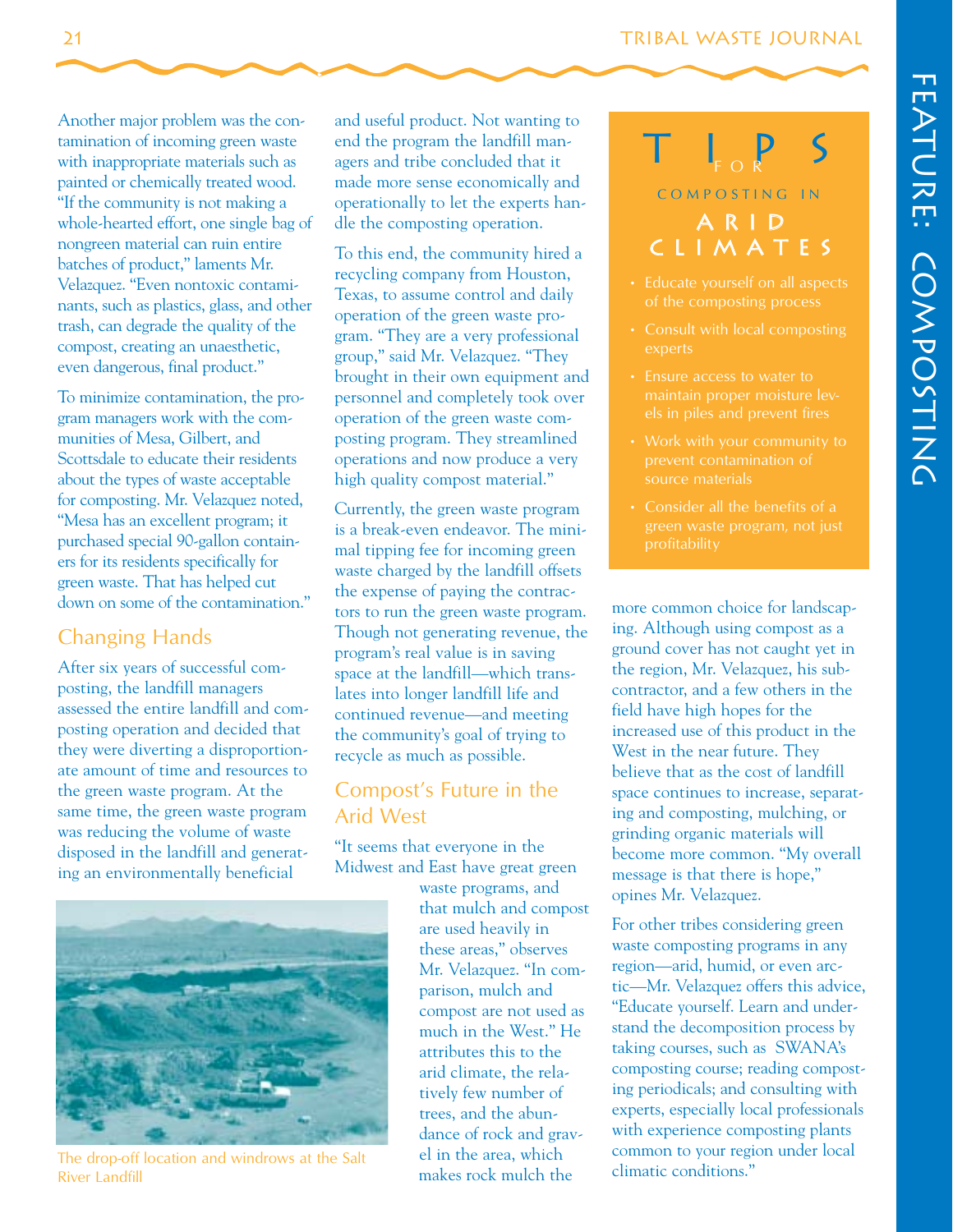Another major problem was the contamination of incoming green waste with inappropriate materials such as painted or chemically treated wood. "If the community is not making a whole-hearted effort, one single bag of nongreen material can ruin entire batches of product," laments Mr. Velazquez. "Even nontoxic contaminants, such as plastics, glass, and other trash, can degrade the quality of the compost, creating an unaesthetic, even dangerous, final product."

To minimize contamination, the program managers work with the communities of Mesa, Gilbert, and Scottsdale to educate their residents about the types of waste acceptable for composting. Mr. Velazquez noted, "Mesa has an excellent program; it purchased special 90-gallon containers for its residents specifically for green waste. That has helped cut down on some of the contamination."

## Changing Hands

After six years of successful composting, the landfill managers assessed the entire landfill and composting operation and decided that they were diverting a disproportionate amount of time and resources to the green waste program. At the same time, the green waste program was reducing the volume of waste disposed in the landfill and generating an environmentally beneficial and useful product. Not wanting to end the program the landfill managers and tribe concluded that it made more sense economically and operationally to let the experts handle the composting operation.

To this end, the community hired a recycling company from Houston, Texas, to assume control and daily operation of the green waste program. "They are a very professional group," said Mr. Velazquez. "They brought in their own equipment and personnel and completely took over operation of the green waste composting program. They streamlined operations and now produce a very high quality compost material."

Currently, the green waste program is a break-even endeavor. The minimal tipping fee for incoming green waste charged by the landfill offsets the expense of paying the contractors to run the green waste program. Though not generating revenue, the program's real value is in saving space at the landfill—which translates into longer landfill life and continued revenue—and meeting the community's goal of trying to recycle as much as possible.

## Compost's Future in the Arid West

"It seems that everyone in the Midwest and East have great green waste programs, and that mulch and compost are used heavily in these areas," observes Mr. Velazquez. "In comparison, mulch and compost are not used as much in the West." He attributes this to the arid climate, the relatively few number of trees, and the abundance of rock and gravel in the area, which makes rock mulch the more common choice for landscaping. Although using compost as a ground cover has not caught yet in the region, Mr. Velazquez, his subcontractor, and a few others in the field have high hopes for the increased use of this product in the West in the near future. They believe that as the cost of landfill space continues to increase, separating and composting, mulching, or grinding organic materials will become more common. "My overall message is that there is hope," opines Mr. Velazquez.

For other tribes considering green waste composting programs in any region—arid, humid, or even arctic—Mr. Velazquez offers this advice, "Educate yourself. Learn and understand the decomposition process by taking courses, such as SWANA's composting course; reading composting periodicals; and consulting with experts, especially local professionals with experience composting plants common to your region under local climatic conditions."

The drop-off location and windrows at the Salt River Landfill

### Tips for Composting in Arid Climates

- Educate yourself on all aspects of the composting process
- Consult with local composting experts
- Ensure access to water to maintain proper moisture levels in piles and prevent fires
- Work with your community to prevent contamination of source materials
- Consider all the benefits of a green waste program, not just profitability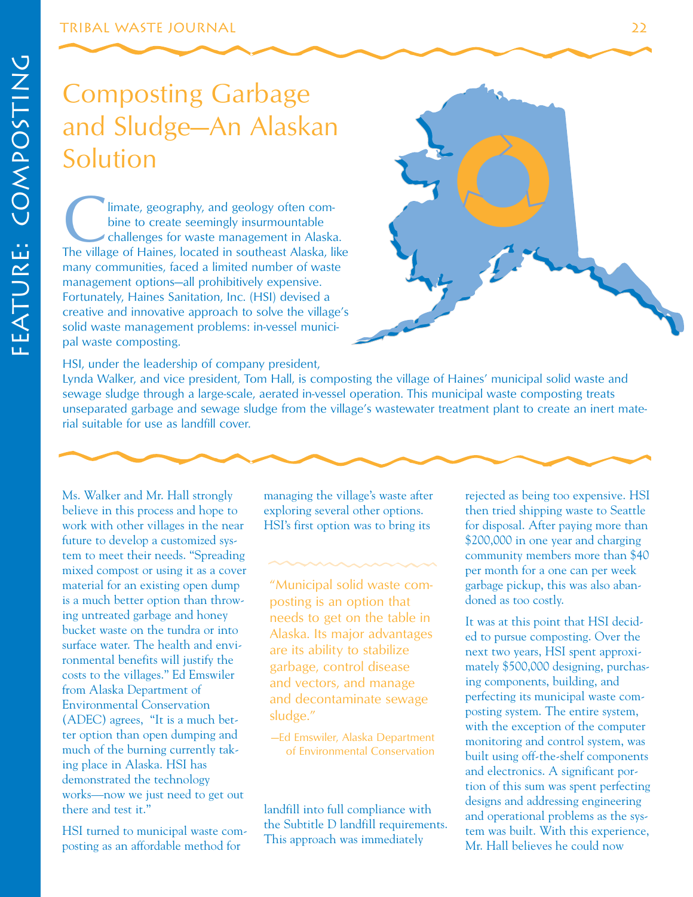# Composting Garbage and Sludge—An Alaskan Solution

Climate, geography, and geology often combine to create seemingly insurmountable challenges for waste management in Alaska. The village of Haines, located in southeast Alaska, like many communities, faced a limited number of waste management options—all prohibitively expensive. Fortunately, Haines Sanitation, Inc. (HSI) devised a creative and innovative approach to solve the village's solid waste management problems: in-vessel municipal waste composting.

HSI, under the leadership of company president, Lynda Walker, and vice president, Tom Hall, is composting the village of Haines' municipal solid waste and sewage sludge through a large-scale, aerated in-vessel operation. This municipal waste composting treats unseparated garbage and sewage sludge from the village's wastewater treatment plant to create an inert material suitable for use as landfill cover.

Ms. Walker and Mr. Hall strongly believe in this process and hope to work with other villages in the near future to develop a customized system to meet their needs. "Spreading mixed compost or using it as a cover material for an existing open dump is a much better option than throwing untreated garbage and honey bucket waste on the tundra or into surface water. The health and environmental benefits will justify the costs to the villages." Ed Emswiler from Alaska Department of Environmental Conservation (ADEC) agrees, "It is a much better option than open dumping and much of the burning currently taking place in Alaska. HSI has demonstrated the technology works—now we just need to get out there and test it."

HSI turned to municipal waste composting as an affordable method for managing the village's waste after exploring several other options. HSI's first option was to bring its landfill into full compliance with the Subtitle D landfill requirements. This approach was immediately rejected as being too expensive. HSI then tried shipping waste to Seattle for disposal. After paying more than $200,000 in one year and charging community members more than $40 per month for a one can per week garbage pickup, this was also abandoned as too costly.

> "Municipal solid waste composting is an option that needs to get on the table in Alaska. Its major advantages are its ability to stabilize garbage, control disease and vectors, and manage and decontaminate sewage sludge."
>
> —Ed Emswiler, Alaska Department of Environmental Conservation

It was at this point that HSI decided to pursue composting. Over the next two years, HSI spent approximately $500,000 designing, purchasing components, building, and perfecting its municipal waste composting system. The entire system, with the exception of the computer monitoring and control system, was built using off-the-shelf components and electronics. A significant portion of this sum was spent perfecting designs and addressing engineering and operational problems as the system was built. With this experience, Mr. Hall believes he could now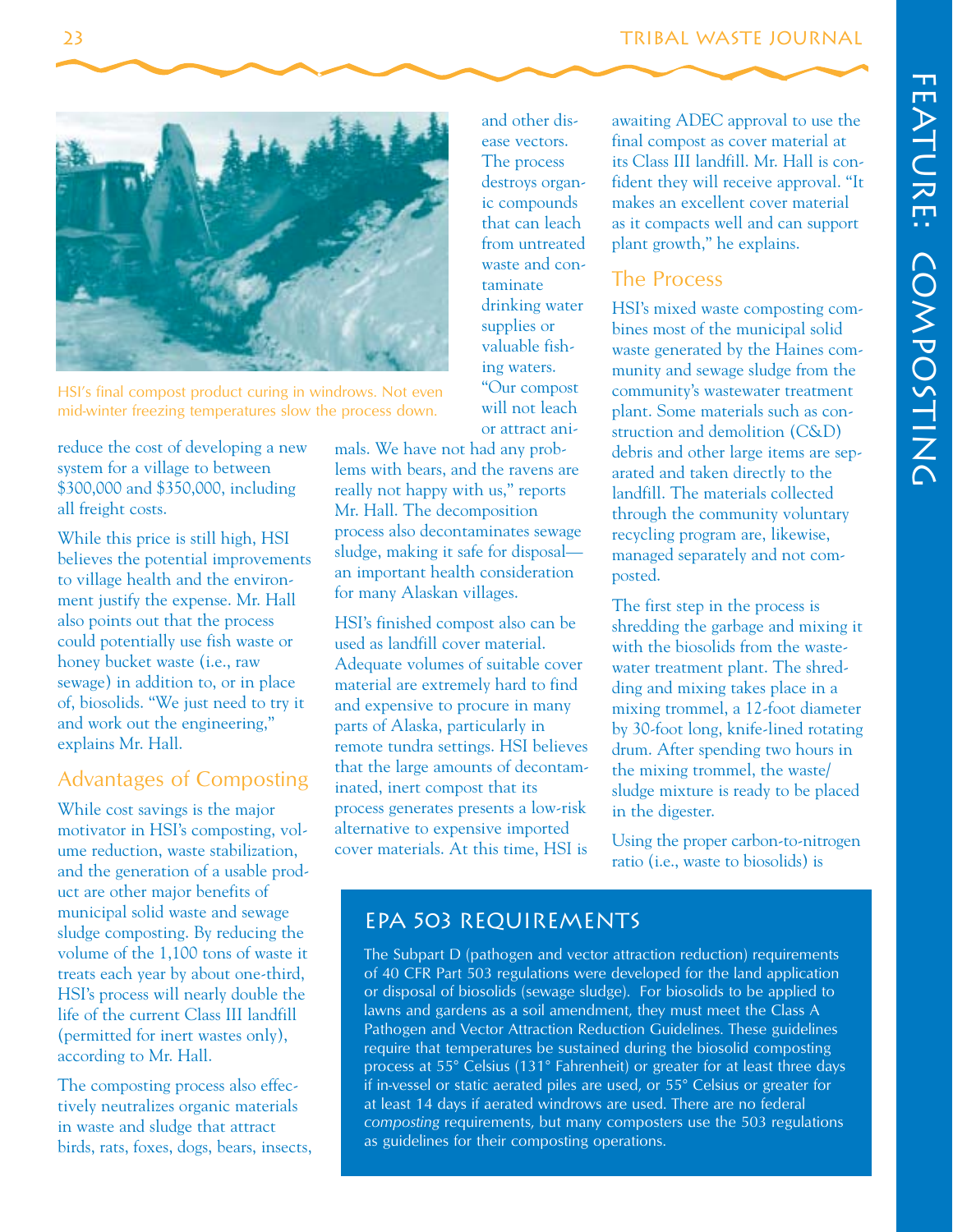HSI's final compost product curing in windrows. Not even mid-winter freezing temperatures slow the process down.

reduce the cost of developing a new system for a village to between $300,000 and $350,000, including all freight costs.

While this price is still high, HSI believes the potential improvements to village health and the environment justify the expense. Mr. Hall also points out that the process could potentially use fish waste or honey bucket waste (i.e., raw sewage) in addition to, or in place of, biosolids. "We just need to try it and work out the engineering," explains Mr. Hall.

## Advantages of Composting

While cost savings is the major motivator in HSI's composting, volume reduction, waste stabilization, and the generation of a usable product are other major benefits of municipal solid waste and sewage sludge composting. By reducing the volume of the 1,100 tons of waste it treats each year by about one-third, HSI's process will nearly double the life of the current Class III landfill (permitted for inert wastes only), according to Mr. Hall.

The composting process also effectively neutralizes organic materials in waste and sludge that attract birds, rats, foxes, dogs, bears, insects, and other disease vectors. The process destroys organic compounds that can leach from untreated waste and contaminate drinking water supplies or valuable fishing waters. "Our compost will not leach or attract animals. We have not had any problems with bears, and the ravens are really not happy with us," reports Mr. Hall. The decomposition process also decontaminates sewage sludge, making it safe for disposal—an important health consideration for many Alaskan villages.

HSI's finished compost also can be used as landfill cover material. Adequate volumes of suitable cover material are extremely hard to find and expensive to procure in many parts of Alaska, particularly in remote tundra settings. HSI believes that the large amounts of decontaminated, inert compost that its process generates presents a low-risk alternative to expensive imported cover materials. At this time, HSI is awaiting ADEC approval to use the final compost as cover material at its Class III landfill. Mr. Hall is confident they will receive approval. "It makes an excellent cover material as it compacts well and can support plant growth," he explains.

## The Process

HSI's mixed waste composting combines most of the municipal solid waste generated by the Haines community and sewage sludge from the community's wastewater treatment plant. Some materials such as construction and demolition (C&D) debris and other large items are separated and taken directly to the landfill. The materials collected through the community voluntary recycling program are, likewise, managed separately and not composted.

The first step in the process is shredding the garbage and mixing it with the biosolids from the wastewater treatment plant. The shredding and mixing takes place in a mixing trommel, a 12-foot diameter by 30-foot long, knife-lined rotating drum. After spending two hours in the mixing trommel, the waste/sludge mixture is ready to be placed in the digester.

Using the proper carbon-to-nitrogen ratio (i.e., waste to biosolids) is

## EPA 503 Requirements

The Subpart D (pathogen and vector attraction reduction) requirements of 40 CFR Part 503 regulations were developed for the land application or disposal of biosolids (sewage sludge). For biosolids to be applied to lawns and gardens as a soil amendment, they must meet the Class A Pathogen and Vector Attraction Reduction Guidelines. These guidelines require that temperatures be sustained during the biosolid composting process at 55° Celsius (131° Fahrenheit) or greater for at least three days if in-vessel or static aerated piles are used, or 55° Celsius or greater for at least 14 days if aerated windrows are used. There are no federal *composting* requirements, but many composters use the 503 regulations as guidelines for their composting operations.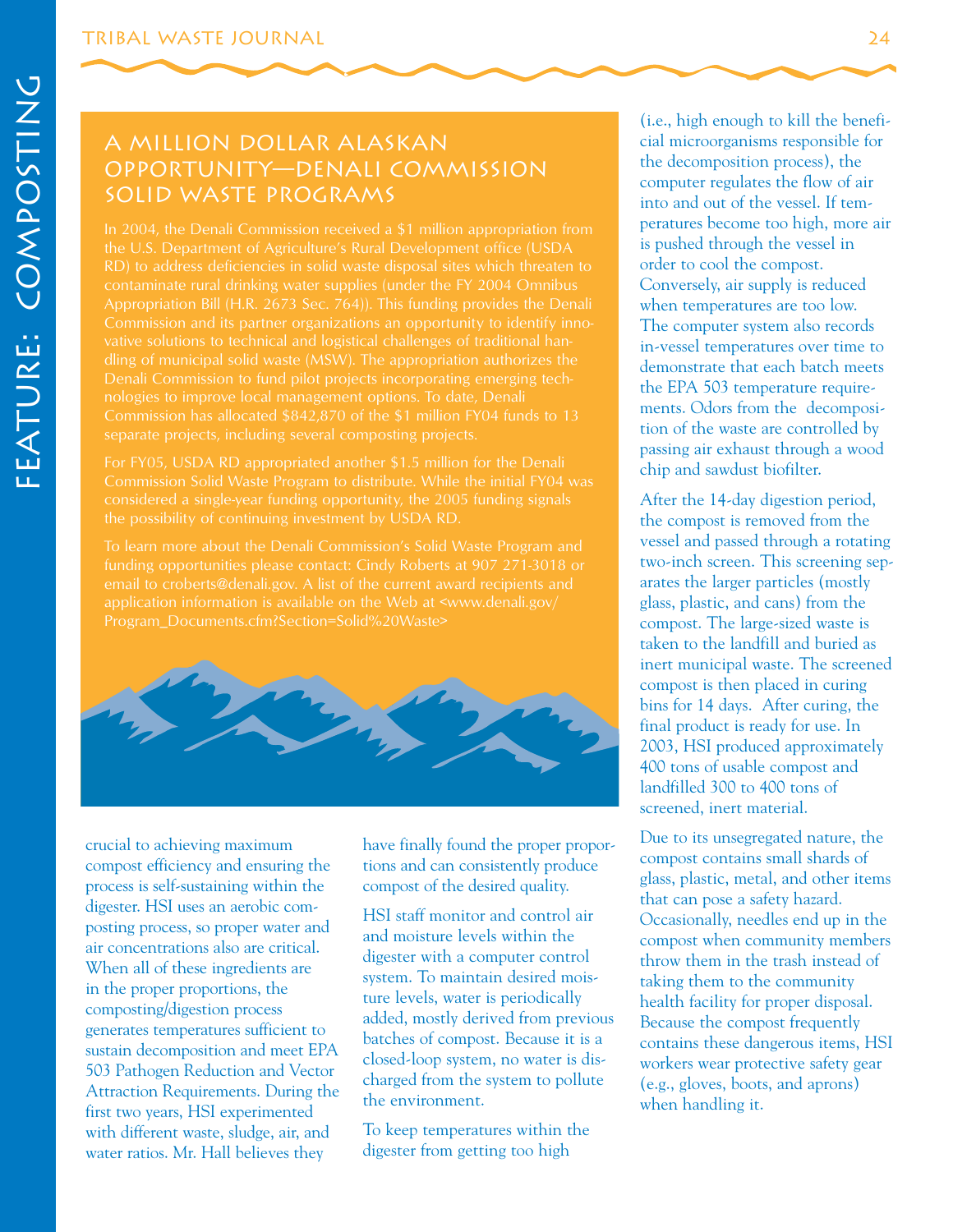## A Million Dollar Alaskan Opportunity—Denali Commission Solid Waste Programs

In 2004, the Denali Commission received a $1 million appropriation from the U.S. Department of Agriculture's Rural Development office (USDA RD) to address deficiencies in solid waste disposal sites which threaten to contaminate rural drinking water supplies (under the FY 2004 Omnibus Appropriation Bill (H.R. 2673 Sec. 764)). This funding provides the Denali Commission and its partner organizations an opportunity to identify innovative solutions to technical and logistical challenges of traditional handling of municipal solid waste (MSW). The appropriation authorizes the Denali Commission to fund pilot projects incorporating emerging technologies to improve local management options. To date, Denali Commission has allocated $842,870 of the $1 million FY04 funds to 13 separate projects, including several composting projects.

For FY05, USDA RD appropriated another $1.5 million for the Denali Commission Solid Waste Program to distribute. While the initial FY04 was considered a single-year funding opportunity, the 2005 funding signals the possibility of continuing investment by USDA RD.

To learn more about the Denali Commission's Solid Waste Program and funding opportunities please contact: Cindy Roberts at 907 271-3018 or email to croberts@denali.gov. A list of the current award recipients and application information is available on the Web at <www.denali.gov/Program_Documents.cfm?Section=Solid%20Waste>

crucial to achieving maximum compost efficiency and ensuring the process is self-sustaining within the digester. HSI uses an aerobic composting process, so proper water and air concentrations also are critical. When all of these ingredients are in the proper proportions, the composting/digestion process generates temperatures sufficient to sustain decomposition and meet EPA 503 Pathogen Reduction and Vector Attraction Requirements. During the first two years, HSI experimented with different waste, sludge, air, and water ratios. Mr. Hall believes they have finally found the proper proportions and can consistently produce compost of the desired quality.

HSI staff monitor and control air and moisture levels within the digester with a computer control system. To maintain desired moisture levels, water is periodically added, mostly derived from previous batches of compost. Because it is a closed-loop system, no water is discharged from the system to pollute the environment.

To keep temperatures within the digester from getting too high (i.e., high enough to kill the beneficial microorganisms responsible for the decomposition process), the computer regulates the flow of air into and out of the vessel. If temperatures become too high, more air is pushed through the vessel in order to cool the compost. Conversely, air supply is reduced when temperatures are too low. The computer system also records in-vessel temperatures over time to demonstrate that each batch meets the EPA 503 temperature requirements. Odors from the decomposition of the waste are controlled by passing air exhaust through a wood chip and sawdust biofilter.

After the 14-day digestion period, the compost is removed from the vessel and passed through a rotating two-inch screen. This screening separates the larger particles (mostly glass, plastic, and cans) from the compost. The large-sized waste is taken to the landfill and buried as inert municipal waste. The screened compost is then placed in curing bins for 14 days. After curing, the final product is ready for use. In 2003, HSI produced approximately 400 tons of usable compost and landfilled 300 to 400 tons of screened, inert material.

Due to its unsegregated nature, the compost contains small shards of glass, plastic, metal, and other items that can pose a safety hazard. Occasionally, needles end up in the compost when community members throw them in the trash instead of taking them to the community health facility for proper disposal. Because the compost frequently contains these dangerous items, HSI workers wear protective safety gear (e.g., gloves, boots, and aprons) when handling it.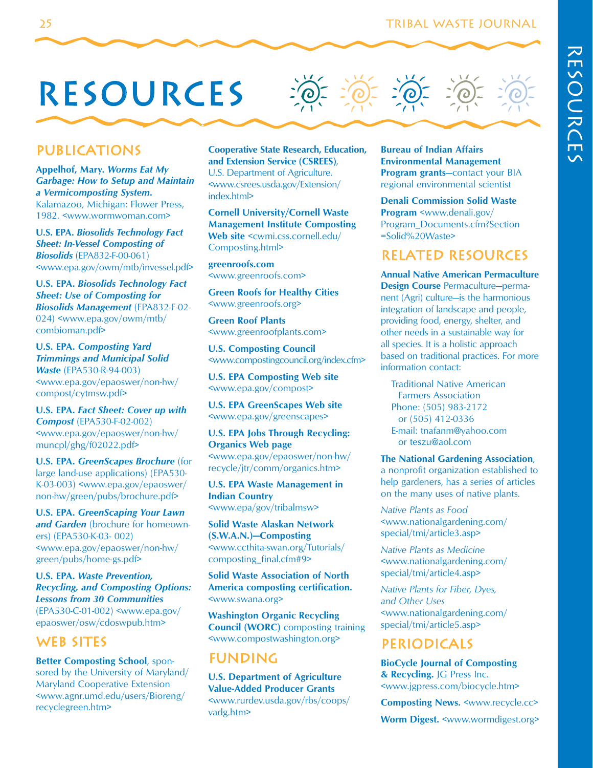# RESOURCES

## PUBLICATIONS

**Appelhof, Mary. *Worms Eat My Garbage: How to Setup and Maintain a Vermicomposting System.*** Kalamazoo, Michigan: Flower Press, 1982. <www.wormwoman.com>

**U.S. EPA. *Biosolids Technology Fact Sheet: In-Vessel Composting of Biosolids*** (EPA832-F-00-061) <www.epa.gov/owm/mtb/invessel.pdf>

**U.S. EPA. *Biosolids Technology Fact Sheet: Use of Composting for Biosolids Management*** (EPA832-F-02-024) <www.epa.gov/owm/mtb/combioman.pdf>

**U.S. EPA. *Composting Yard Trimmings and Municipal Solid Waste*** (EPA530-R-94-003) <www.epa.gov/epaoswer/non-hw/compost/cytmsw.pdf>

**U.S. EPA. *Fact Sheet: Cover up with Compost*** (EPA530-F-02-002) <www.epa.gov/epaoswer/non-hw/muncpl/ghg/f02022.pdf>

**U.S. EPA. *GreenScapes Brochure*** (for large land-use applications) (EPA530-K-03-003) <www.epa.gov/epaoswer/non-hw/green/pubs/brochure.pdf>

**U.S. EPA. *GreenScaping Your Lawn and Garden*** (brochure for homeowners) (EPA530-K-03- 002) <www.epa.gov/epaoswer/non-hw/green/pubs/home-gs.pdf>

**U.S. EPA. *Waste Prevention, Recycling, and Composting Options: Lessons from 30 Communities*** (EPA530-C-01-002) <www.epa.gov/epaoswer/osw/cdoswpub.htm>

## WEB SITES

**Better Composting School**, sponsored by the University of Maryland/ Maryland Cooperative Extension <www.agnr.umd.edu/users/Bioreng/recyclegreen.htm>

**Cooperative State Research, Education, and Extension Service (CSREES)**, U.S. Department of Agriculture. <www.csrees.usda.gov/Extension/index.html>

**Cornell University/Cornell Waste Management Institute Composting Web site** <cwmi.css.cornell.edu/Composting.html>

**greenroofs.com** <www.greenroofs.com>

**Green Roofs for Healthy Cities** <www.greenroofs.org>

**Green Roof Plants** <www.greenroofplants.com>

**U.S. Composting Council** <www.compostingcouncil.org/index.cfm>

**U.S. EPA Composting Web site** <www.epa.gov/compost>

**U.S. EPA GreenScapes Web site** <www.epa.gov/greenscapes>

**U.S. EPA Jobs Through Recycling: Organics Web page** <www.epa.gov/epaoswer/non-hw/recycle/jtr/comm/organics.htm>

**U.S. EPA Waste Management in Indian Country** <www.epa/gov/tribalmsw>

**Solid Waste Alaskan Network (S.W.A.N.)—Composting** <www.ccthita-swan.org/Tutorials/composting_final.cfm#9>

**Solid Waste Association of North America composting certification.** <www.swana.org>

**Washington Organic Recycling Council (WORC)** composting training <www.compostwashington.org>

## FUNDING

**U.S. Department of Agriculture Value-Added Producer Grants** <www.rurdev.usda.gov/rbs/coops/vadg.htm>

**Bureau of Indian Affairs Environmental Management Program grants**—contact your BIA regional environmental scientist

**Denali Commission Solid Waste Program** <www.denali.gov/Program_Documents.cfm?Section=Solid%20Waste>

## RELATED RESOURCES

**Annual Native American Permaculture Design Course** Permaculture—permanent (Agri) culture—is the harmonious integration of landscape and people, providing food, energy, shelter, and other needs in a sustainable way for all species. It is a holistic approach based on traditional practices. For more information contact:

Traditional Native American Farmers Association
Phone: (505) 983-2172
or (505) 412-0336
E-mail: tnafanm@yahoo.com
or teszu@aol.com

**The National Gardening Association**, a nonprofit organization established to help gardeners, has a series of articles on the many uses of native plants.

*Native Plants as Food* <www.nationalgardening.com/special/tmi/article3.asp>

*Native Plants as Medicine* <www.nationalgardening.com/special/tmi/article4.asp>

*Native Plants for Fiber, Dyes, and Other Uses* <www.nationalgardening.com/special/tmi/article5.asp>

## PERIODICALS

**BioCycle Journal of Composting & Recycling.** JG Press Inc. <www.jgpress.com/biocycle.htm>

**Composting News.** <www.recycle.cc>

**Worm Digest.** <www.wormdigest.org>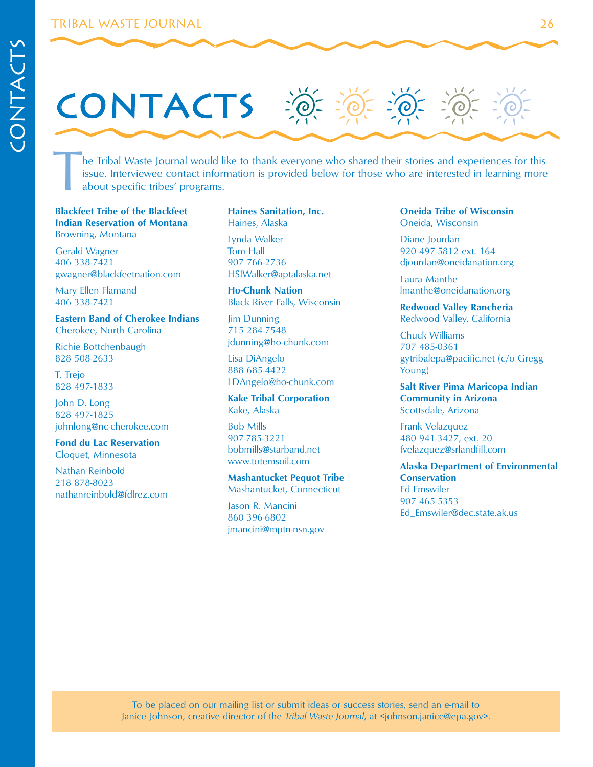# CONTACTS

The Tribal Waste Journal would like to thank everyone who shared their stories and experiences for this issue. Interviewee contact information is provided below for those who are interested in learning more about specific tribes' programs.

**Blackfeet Tribe of the Blackfeet Indian Reservation of Montana**
Browning, Montana

Gerald Wagner
406 338-7421
gwagner@blackfeetnation.com

Mary Ellen Flamand
406 338-7421

**Eastern Band of Cherokee Indians**
Cherokee, North Carolina

Richie Bottchenbaugh
828 508-2633

T. Trejo
828 497-1833

John D. Long
828 497-1825
johnlong@nc-cherokee.com

**Fond du Lac Reservation**
Cloquet, Minnesota

Nathan Reinbold
218 878-8023
nathanreinbold@fdlrez.com

**Haines Sanitation, Inc.**
Haines, Alaska

Lynda Walker
Tom Hall
907 766-2736
HSIWalker@aptalaska.net

**Ho-Chunk Nation**
Black River Falls, Wisconsin

Jim Dunning
715 284-7548
jdunning@ho-chunk.com

Lisa DiAngelo
888 685-4422
LDAngelo@ho-chunk.com

**Kake Tribal Corporation**
Kake, Alaska

Bob Mills
907-785-3221
bobmills@starband.net
www.totemsoil.com

**Mashantucket Pequot Tribe**
Mashantucket, Connecticut

Jason R. Mancini
860 396-6802
jmancini@mptn-nsn.gov

**Oneida Tribe of Wisconsin**
Oneida, Wisconsin

Diane Jourdan
920 497-5812 ext. 164
djourdan@oneidanation.org

Laura Manthe
lmanthe@oneidanation.org

**Redwood Valley Rancheria**
Redwood Valley, California

Chuck Williams
707 485-0361
gytribalepa@pacific.net (c/o Gregg Young)

**Salt River Pima Maricopa Indian Community in Arizona**
Scottsdale, Arizona

Frank Velazquez
480 941-3427, ext. 20
fvelazquez@srlandfill.com

**Alaska Department of Environmental Conservation**
Ed Emswiler
907 465-5353
Ed_Emswiler@dec.state.ak.us

To be placed on our mailing list or submit ideas or success stories, send an e-mail to Janice Johnson, creative director of the *Tribal Waste Journal*, at <johnson.janice@epa.gov>.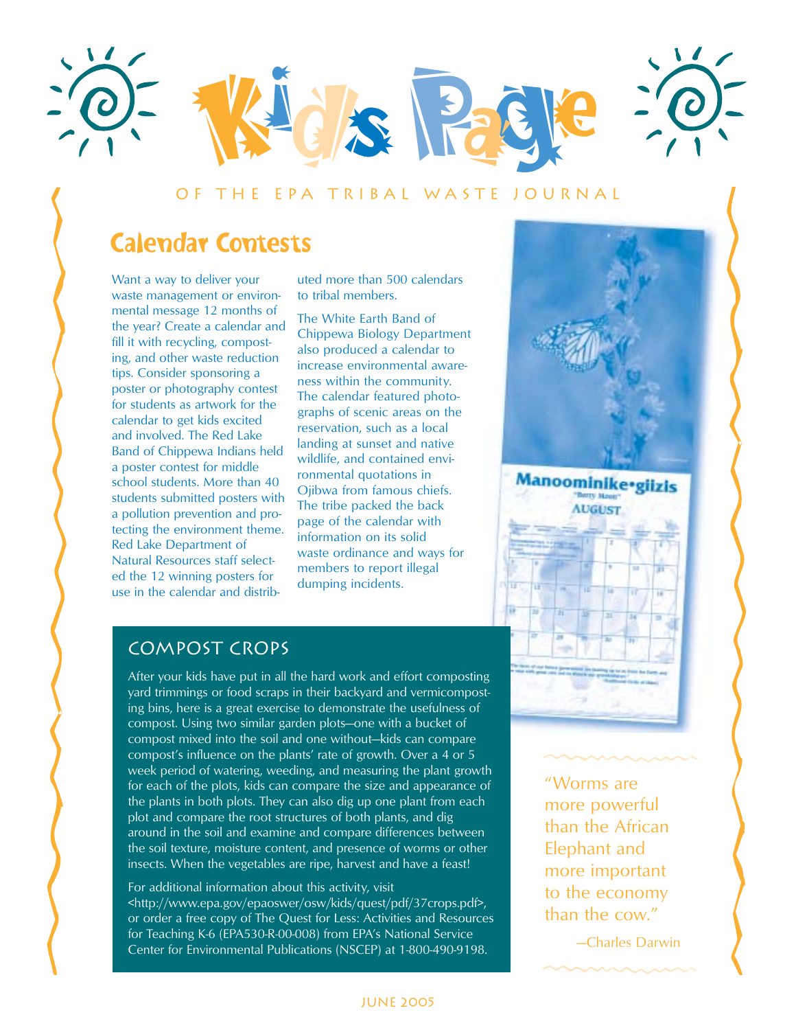# Kids Page

OF THE EPA TRIBAL WASTE JOURNAL

## Calendar Contests

Want a way to deliver your waste management or environmental message 12 months of the year? Create a calendar and fill it with recycling, composting, and other waste reduction tips. Consider sponsoring a poster or photography contest for students as artwork for the calendar to get kids excited and involved. The Red Lake Band of Chippewa Indians held a poster contest for middle school students. More than 40 students submitted posters with a pollution prevention and protecting the environment theme. Red Lake Department of Natural Resources staff selected the 12 winning posters for use in the calendar and distributed more than 500 calendars to tribal members.

The White Earth Band of Chippewa Biology Department also produced a calendar to increase environmental awareness within the community. The calendar featured photographs of scenic areas on the reservation, such as a local landing at sunset and native wildlife, and contained environmental quotations in Ojibwa from famous chiefs. The tribe packed the back page of the calendar with information on its solid waste ordinance and ways for members to report illegal dumping incidents.

## Compost Crops

After your kids have put in all the hard work and effort composting yard trimmings or food scraps in their backyard and vermicomposting bins, here is a great exercise to demonstrate the usefulness of compost. Using two similar garden plots—one with a bucket of compost mixed into the soil and one without—kids can compare compost's influence on the plants' rate of growth. Over a 4 or 5 week period of watering, weeding, and measuring the plant growth for each of the plots, kids can compare the size and appearance of the plants in both plots. They can also dig up one plant from each plot and compare the root structures of both plants, and dig around in the soil and examine and compare differences between the soil texture, moisture content, and presence of worms or other insects. When the vegetables are ripe, harvest and have a feast!

For additional information about this activity, visit <http://www.epa.gov/epaoswer/osw/kids/quest/pdf/37crops.pdf>, or order a free copy of The Quest for Less: Activities and Resources for Teaching K-6 (EPA530-R-00-008) from EPA's National Service Center for Environmental Publications (NSCEP) at 1-800-490-9198.

"Worms are more powerful than the African Elephant and more important to the economy than the cow."

—Charles Darwin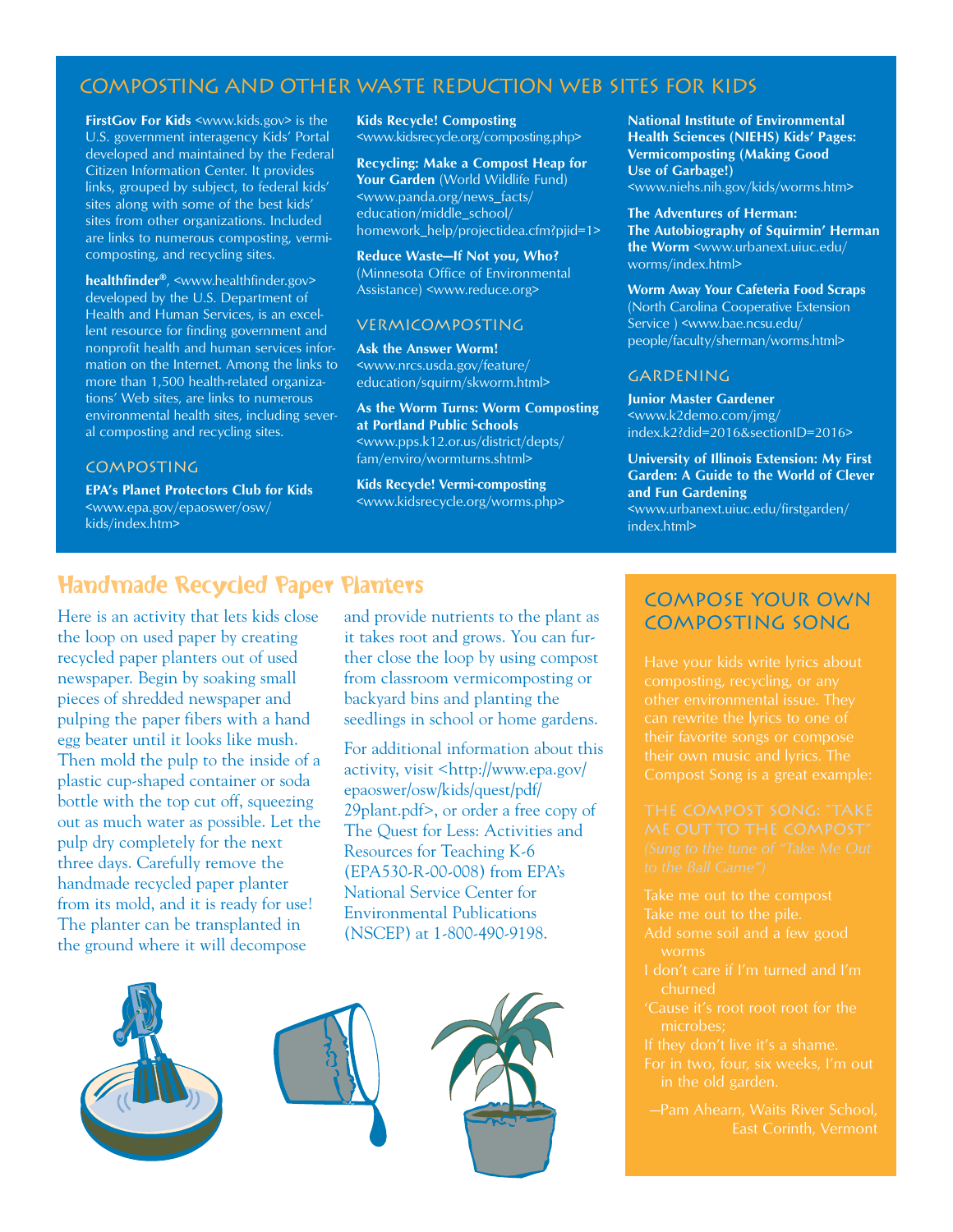## Composting and Other Waste Reduction Web Sites for Kids

**FirstGov For Kids** <www.kids.gov> is the U.S. government interagency Kids' Portal developed and maintained by the Federal Citizen Information Center. It provides links, grouped by subject, to federal kids' sites along with some of the best kids' sites from other organizations. Included are links to numerous composting, vermicomposting, and recycling sites.

**healthfinder®**, <www.healthfinder.gov> developed by the U.S. Department of Health and Human Services, is an excellent resource for finding government and nonprofit health and human services information on the Internet. Among the links to more than 1,500 health-related organizations' Web sites, are links to numerous environmental health sites, including several composting and recycling sites.

### Composting

**EPA's Planet Protectors Club for Kids** <www.epa.gov/epaoswer/osw/kids/index.htm>

**Kids Recycle! Composting** <www.kidsrecycle.org/composting.php>

**Recycling: Make a Compost Heap for Your Garden** (World Wildlife Fund) <www.panda.org/news_facts/education/middle_school/homework_help/projectidea.cfm?pjid=1>

**Reduce Waste—If Not you, Who?** (Minnesota Office of Environmental Assistance) <www.reduce.org>

### Vermicomposting

**Ask the Answer Worm!** <www.nrcs.usda.gov/feature/education/squirm/skworm.html>

**As the Worm Turns: Worm Composting at Portland Public Schools** <www.pps.k12.or.us/district/depts/fam/enviro/wormturns.shtml>

**Kids Recycle! Vermi-composting** <www.kidsrecycle.org/worms.php>

**National Institute of Environmental Health Sciences (NIEHS) Kids' Pages: Vermicomposting (Making Good Use of Garbage!)** <www.niehs.nih.gov/kids/worms.htm>

**The Adventures of Herman: The Autobiography of Squirmin' Herman the Worm** <www.urbanext.uiuc.edu/worms/index.html>

**Worm Away Your Cafeteria Food Scraps** (North Carolina Cooperative Extension Service ) <www.bae.ncsu.edu/people/faculty/sherman/worms.html>

### Gardening

**Junior Master Gardener** <www.k2demo.com/jmg/index.k2?did=2016&sectionID=2016>

**University of Illinois Extension: My First Garden: A Guide to the World of Clever and Fun Gardening** <www.urbanext.uiuc.edu/firstgarden/index.html>

## Handmade Recycled Paper Planters

Here is an activity that lets kids close the loop on used paper by creating recycled paper planters out of used newspaper. Begin by soaking small pieces of shredded newspaper and pulping the paper fibers with a hand egg beater until it looks like mush. Then mold the pulp to the inside of a plastic cup-shaped container or soda bottle with the top cut off, squeezing out as much water as possible. Let the pulp dry completely for the next three days. Carefully remove the handmade recycled paper planter from its mold, and it is ready for use! The planter can be transplanted in the ground where it will decompose and provide nutrients to the plant as it takes root and grows. You can further close the loop by using compost from classroom vermicomposting or backyard bins and planting the seedlings in school or home gardens.

For additional information about this activity, visit <http://www.epa.gov/epaoswer/osw/kids/quest/pdf/29plant.pdf>, or order a free copy of The Quest for Less: Activities and Resources for Teaching K-6 (EPA530-R-00-008) from EPA's National Service Center for Environmental Publications (NSCEP) at 1-800-490-9198.

## Compose Your Own Composting Song

Have your kids write lyrics about composting, recycling, or any other environmental issue. They can rewrite the lyrics to one of their favorite songs or compose their own music and lyrics. The Compost Song is a great example:

### The Compost Song: "Take Me Out to the Compost"

*(Sung to the tune of "Take Me Out to the Ball Game")*

Take me out to the compost
Take me out to the pile.
Add some soil and a few good worms
I don't care if I'm turned and I'm churned
'Cause it's root root root for the microbes;
If they don't live it's a shame.
For in two, four, six weeks, I'm out in the old garden.

—Pam Ahearn, Waits River School, East Corinth, Vermont